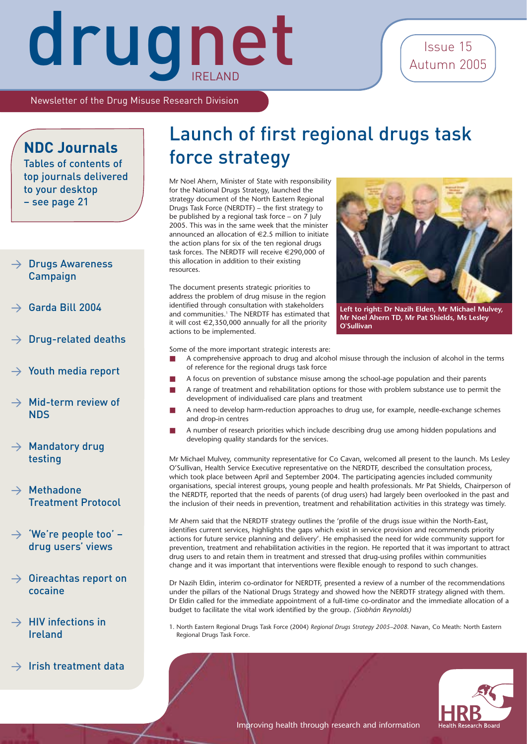# drugnet IRELAND

Issue 15
Autumn 2005

Newsletter of the Drug Misuse Research Division

## NDC Journals

Tables of contents of top journals delivered to your desktop – see page 21

- → Drugs Awareness Campaign
- → Garda Bill 2004
- → Drug-related deaths
- → Youth media report
- → Mid-term review of NDS
- → Mandatory drug testing
- → Methadone Treatment Protocol
- → 'We're people too' – drug users' views
- → Oireachtas report on cocaine
- → HIV infections in Ireland
- → Irish treatment data

# Launch of first regional drugs task force strategy

Mr Noel Ahern, Minister of State with responsibility for the National Drugs Strategy, launched the strategy document of the North Eastern Regional Drugs Task Force (NERDTF) – the first strategy to be published by a regional task force – on 7 July 2005. This was in the same week that the minister announced an allocation of €2.5 million to initiate the action plans for six of the ten regional drugs task forces. The NERDTF will receive €290,000 of this allocation in addition to their existing resources.

**Left to right: Dr Nazih Elden, Mr Michael Mulvey, Mr Noel Ahern TD, Mr Pat Shields, Ms Lesley O'Sullivan**

The document presents strategic priorities to address the problem of drug misuse in the region identified through consultation with stakeholders and communities.[1] The NERDTF has estimated that it will cost €2,350,000 annually for all the priority actions to be implemented.

Some of the more important strategic interests are:

- A comprehensive approach to drug and alcohol misuse through the inclusion of alcohol in the terms of reference for the regional drugs task force
- A focus on prevention of substance misuse among the school-age population and their parents
- A range of treatment and rehabilitation options for those with problem substance use to permit the development of individualised care plans and treatment
- A need to develop harm-reduction approaches to drug use, for example, needle-exchange schemes and drop-in centres
- A number of research priorities which include describing drug use among hidden populations and developing quality standards for the services.

Mr Michael Mulvey, community representative for Co Cavan, welcomed all present to the launch. Ms Lesley O'Sullivan, Health Service Executive representative on the NERDTF, described the consultation process, which took place between April and September 2004. The participating agencies included community organisations, special interest groups, young people and health professionals. Mr Pat Shields, Chairperson of the NERDTF, reported that the needs of parents (of drug users) had largely been overlooked in the past and the inclusion of their needs in prevention, treatment and rehabilitation activities in this strategy was timely.

Mr Ahern said that the NERDTF strategy outlines the 'profile of the drugs issue within the North-East, identifies current services, highlights the gaps which exist in service provision and recommends priority actions for future service planning and delivery'. He emphasised the need for wide community support for prevention, treatment and rehabilitation activities in the region. He reported that it was important to attract drug users to and retain them in treatment and stressed that drug-using profiles within communities change and it was important that interventions were flexible enough to respond to such changes.

Dr Nazih Eldin, interim co-ordinator for NERDTF, presented a review of a number of the recommendations under the pillars of the National Drugs Strategy and showed how the NERDTF strategy aligned with them. Dr Eldin called for the immediate appointment of a full-time co-ordinator and the immediate allocation of a budget to facilitate the vital work identified by the group. *(Siobhán Reynolds)*

1. North Eastern Regional Drugs Task Force (2004) *Regional Drugs Strategy 2005–2008*. Navan, Co Meath: North Eastern Regional Drugs Task Force.

Improving health through research and information

HRB Health Research Board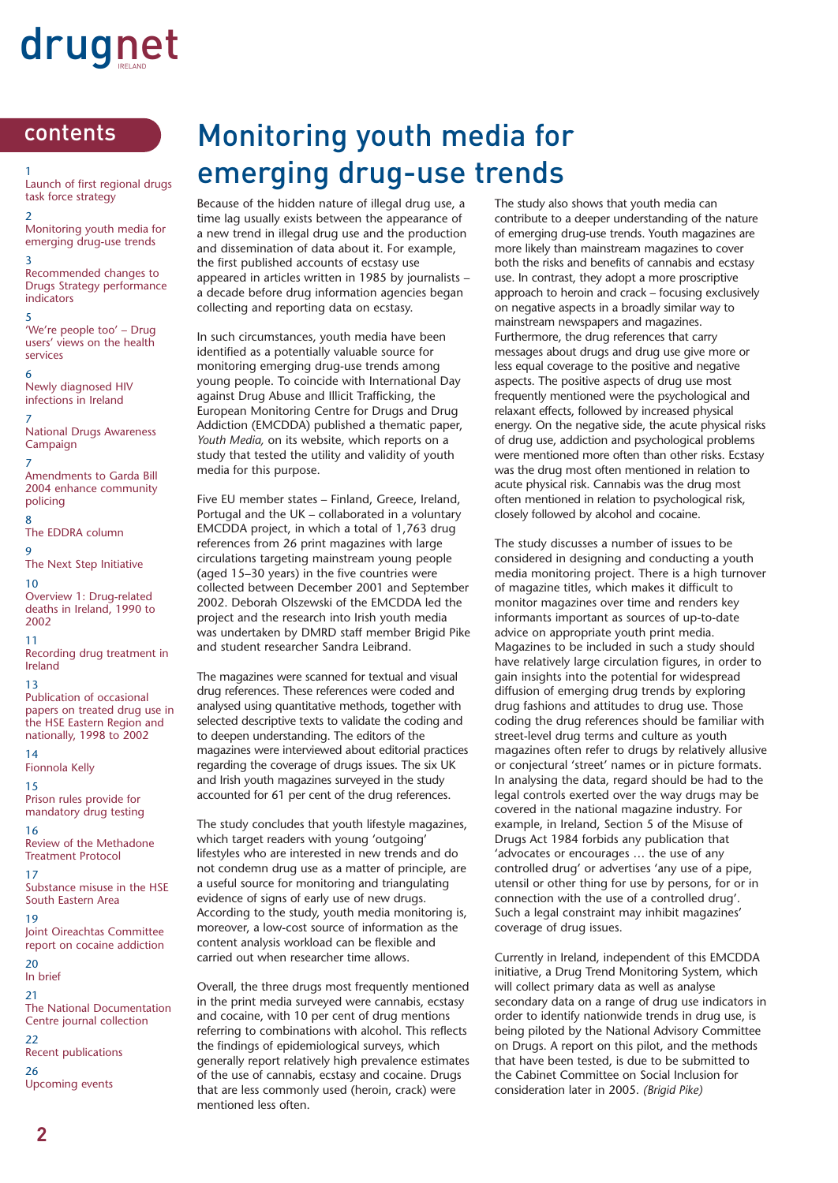# drugnet

IRELAND

## contents

1 Launch of first regional drugs task force strategy

2 Monitoring youth media for emerging drug-use trends

3 Recommended changes to Drugs Strategy performance indicators

5 'We're people too' – Drug users' views on the health services

6 Newly diagnosed HIV infections in Ireland

7 National Drugs Awareness Campaign

7 Amendments to Garda Bill 2004 enhance community policing

8 The EDDRA column

9 The Next Step Initiative

10 Overview 1: Drug-related deaths in Ireland, 1990 to 2002

11 Recording drug treatment in Ireland

13 Publication of occasional papers on treated drug use in the HSE Eastern Region and nationally, 1998 to 2002

14 Fionnola Kelly

15 Prison rules provide for mandatory drug testing

16 Review of the Methadone Treatment Protocol

17 Substance misuse in the HSE South Eastern Area

19 Joint Oireachtas Committee report on cocaine addiction

20 In brief

21 The National Documentation Centre journal collection

22 Recent publications

26 Upcoming events

# Monitoring youth media for emerging drug-use trends

Because of the hidden nature of illegal drug use, a time lag usually exists between the appearance of a new trend in illegal drug use and the production and dissemination of data about it. For example, the first published accounts of ecstasy use appeared in articles written in 1985 by journalists – a decade before drug information agencies began collecting and reporting data on ecstasy.

In such circumstances, youth media have been identified as a potentially valuable source for monitoring emerging drug-use trends among young people. To coincide with International Day against Drug Abuse and Illicit Trafficking, the European Monitoring Centre for Drugs and Drug Addiction (EMCDDA) published a thematic paper, *Youth Media,* on its website, which reports on a study that tested the utility and validity of youth media for this purpose.

Five EU member states – Finland, Greece, Ireland, Portugal and the UK – collaborated in a voluntary EMCDDA project, in which a total of 1,763 drug references from 26 print magazines with large circulations targeting mainstream young people (aged 15–30 years) in the five countries were collected between December 2001 and September 2002. Deborah Olszewski of the EMCDDA led the project and the research into Irish youth media was undertaken by DMRD staff member Brigid Pike and student researcher Sandra Leibrand.

The magazines were scanned for textual and visual drug references. These references were coded and analysed using quantitative methods, together with selected descriptive texts to validate the coding and to deepen understanding. The editors of the magazines were interviewed about editorial practices regarding the coverage of drugs issues. The six UK and Irish youth magazines surveyed in the study accounted for 61 per cent of the drug references.

The study concludes that youth lifestyle magazines, which target readers with young 'outgoing' lifestyles who are interested in new trends and do not condemn drug use as a matter of principle, are a useful source for monitoring and triangulating evidence of signs of early use of new drugs. According to the study, youth media monitoring is, moreover, a low-cost source of information as the content analysis workload can be flexible and carried out when researcher time allows.

Overall, the three drugs most frequently mentioned in the print media surveyed were cannabis, ecstasy and cocaine, with 10 per cent of drug mentions referring to combinations with alcohol. This reflects the findings of epidemiological surveys, which generally report relatively high prevalence estimates of the use of cannabis, ecstasy and cocaine. Drugs that are less commonly used (heroin, crack) were mentioned less often.

The study also shows that youth media can contribute to a deeper understanding of the nature of emerging drug-use trends. Youth magazines are more likely than mainstream magazines to cover both the risks and benefits of cannabis and ecstasy use. In contrast, they adopt a more proscriptive approach to heroin and crack – focusing exclusively on negative aspects in a broadly similar way to mainstream newspapers and magazines. Furthermore, the drug references that carry messages about drugs and drug use give more or less equal coverage to the positive and negative aspects. The positive aspects of drug use most frequently mentioned were the psychological and relaxant effects, followed by increased physical energy. On the negative side, the acute physical risks of drug use, addiction and psychological problems were mentioned more often than other risks. Ecstasy was the drug most often mentioned in relation to acute physical risk. Cannabis was the drug most often mentioned in relation to psychological risk, closely followed by alcohol and cocaine.

The study discusses a number of issues to be considered in designing and conducting a youth media monitoring project. There is a high turnover of magazine titles, which makes it difficult to monitor magazines over time and renders key informants important as sources of up-to-date advice on appropriate youth print media. Magazines to be included in such a study should have relatively large circulation figures, in order to gain insights into the potential for widespread diffusion of emerging drug trends by exploring drug fashions and attitudes to drug use. Those coding the drug references should be familiar with street-level drug terms and culture as youth magazines often refer to drugs by relatively allusive or conjectural 'street' names or in picture formats. In analysing the data, regard should be had to the legal controls exerted over the way drugs may be covered in the national magazine industry. For example, in Ireland, Section 5 of the Misuse of Drugs Act 1984 forbids any publication that 'advocates or encourages … the use of any controlled drug' or advertises 'any use of a pipe, utensil or other thing for use by persons, for or in connection with the use of a controlled drug'. Such a legal constraint may inhibit magazines' coverage of drug issues.

Currently in Ireland, independent of this EMCDDA initiative, a Drug Trend Monitoring System, which will collect primary data as well as analyse secondary data on a range of drug use indicators in order to identify nationwide trends in drug use, is being piloted by the National Advisory Committee on Drugs. A report on this pilot, and the methods that have been tested, is due to be submitted to the Cabinet Committee on Social Inclusion for consideration later in 2005. *(Brigid Pike)*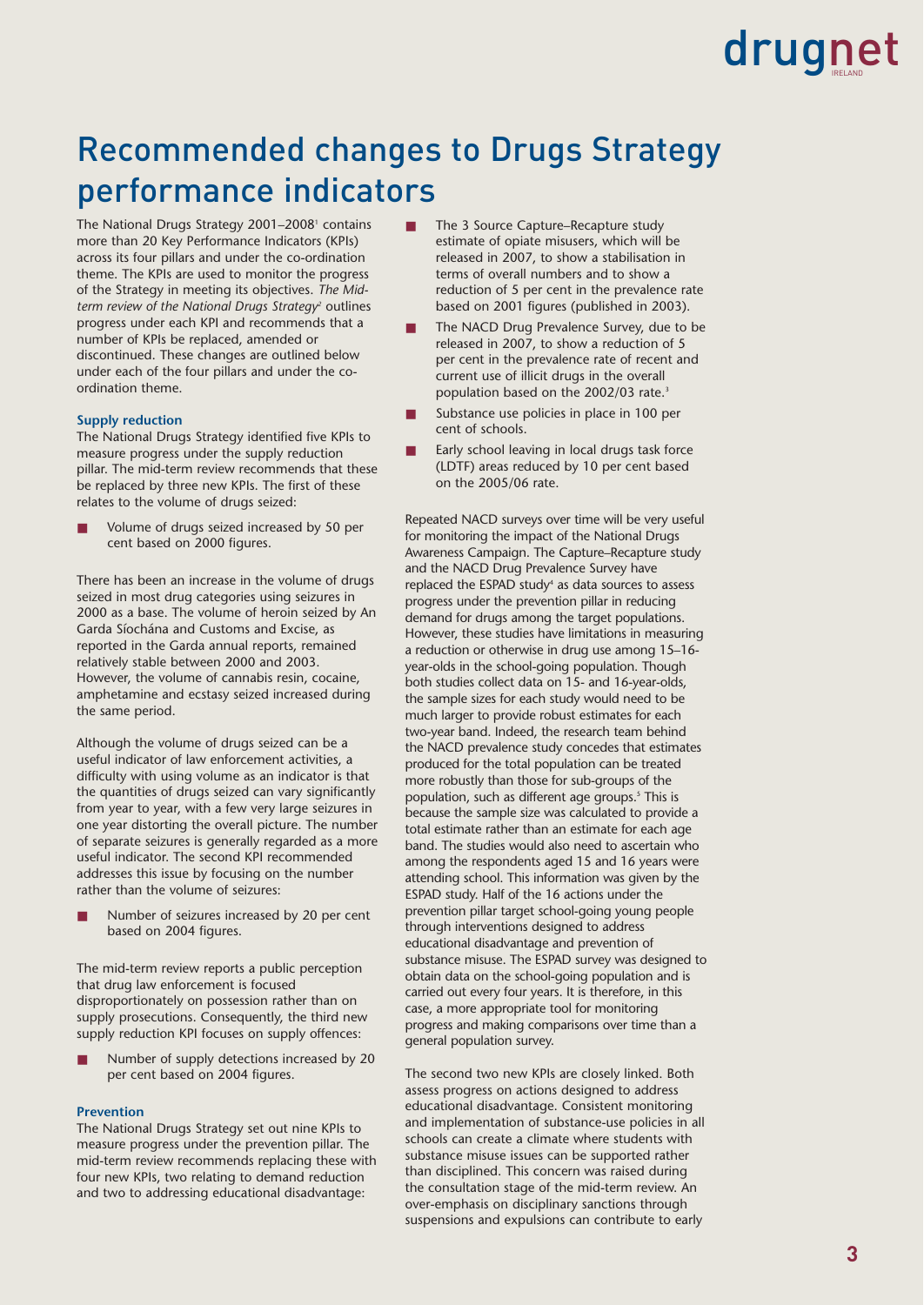# Recommended changes to Drugs Strategy performance indicators

The National Drugs Strategy 2001–2008[1] contains more than 20 Key Performance Indicators (KPIs) across its four pillars and under the co-ordination theme. The KPIs are used to monitor the progress of the Strategy in meeting its objectives. *The Mid-term review of the National Drugs Strategy*[2] outlines progress under each KPI and recommends that a number of KPIs be replaced, amended or discontinued. These changes are outlined below under each of the four pillars and under the co-ordination theme.

### Supply reduction

The National Drugs Strategy identified five KPIs to measure progress under the supply reduction pillar. The mid-term review recommends that these be replaced by three new KPIs. The first of these relates to the volume of drugs seized:

- Volume of drugs seized increased by 50 per cent based on 2000 figures.

There has been an increase in the volume of drugs seized in most drug categories using seizures in 2000 as a base. The volume of heroin seized by An Garda Síochána and Customs and Excise, as reported in the Garda annual reports, remained relatively stable between 2000 and 2003. However, the volume of cannabis resin, cocaine, amphetamine and ecstasy seized increased during the same period.

Although the volume of drugs seized can be a useful indicator of law enforcement activities, a difficulty with using volume as an indicator is that the quantities of drugs seized can vary significantly from year to year, with a few very large seizures in one year distorting the overall picture. The number of separate seizures is generally regarded as a more useful indicator. The second KPI recommended addresses this issue by focusing on the number rather than the volume of seizures:

- Number of seizures increased by 20 per cent based on 2004 figures.

The mid-term review reports a public perception that drug law enforcement is focused disproportionately on possession rather than on supply prosecutions. Consequently, the third new supply reduction KPI focuses on supply offences:

- Number of supply detections increased by 20 per cent based on 2004 figures.

### Prevention

The National Drugs Strategy set out nine KPIs to measure progress under the prevention pillar. The mid-term review recommends replacing these with four new KPIs, two relating to demand reduction and two to addressing educational disadvantage:

- The 3 Source Capture–Recapture study estimate of opiate misusers, which will be released in 2007, to show a stabilisation in terms of overall numbers and to show a reduction of 5 per cent in the prevalence rate based on 2001 figures (published in 2003).
- The NACD Drug Prevalence Survey, due to be released in 2007, to show a reduction of 5 per cent in the prevalence rate of recent and current use of illicit drugs in the overall population based on the 2002/03 rate.[3]
- Substance use policies in place in 100 per cent of schools.
- Early school leaving in local drugs task force (LDTF) areas reduced by 10 per cent based on the 2005/06 rate.

Repeated NACD surveys over time will be very useful for monitoring the impact of the National Drugs Awareness Campaign. The Capture–Recapture study and the NACD Drug Prevalence Survey have replaced the ESPAD study[4] as data sources to assess progress under the prevention pillar in reducing demand for drugs among the target populations. However, these studies have limitations in measuring a reduction or otherwise in drug use among 15–16-year-olds in the school-going population. Though both studies collect data on 15- and 16-year-olds, the sample sizes for each study would need to be much larger to provide robust estimates for each two-year band. Indeed, the research team behind the NACD prevalence study concedes that estimates produced for the total population can be treated more robustly than those for sub-groups of the population, such as different age groups.[5] This is because the sample size was calculated to provide a total estimate rather than an estimate for each age band. The studies would also need to ascertain who among the respondents aged 15 and 16 years were attending school. This information was given by the ESPAD study. Half of the 16 actions under the prevention pillar target school-going young people through interventions designed to address educational disadvantage and prevention of substance misuse. The ESPAD survey was designed to obtain data on the school-going population and is carried out every four years. It is therefore, in this case, a more appropriate tool for monitoring progress and making comparisons over time than a general population survey.

The second two new KPIs are closely linked. Both assess progress on actions designed to address educational disadvantage. Consistent monitoring and implementation of substance-use policies in all schools can create a climate where students with substance misuse issues can be supported rather than disciplined. This concern was raised during the consultation stage of the mid-term review. An over-emphasis on disciplinary sanctions through suspensions and expulsions can contribute to early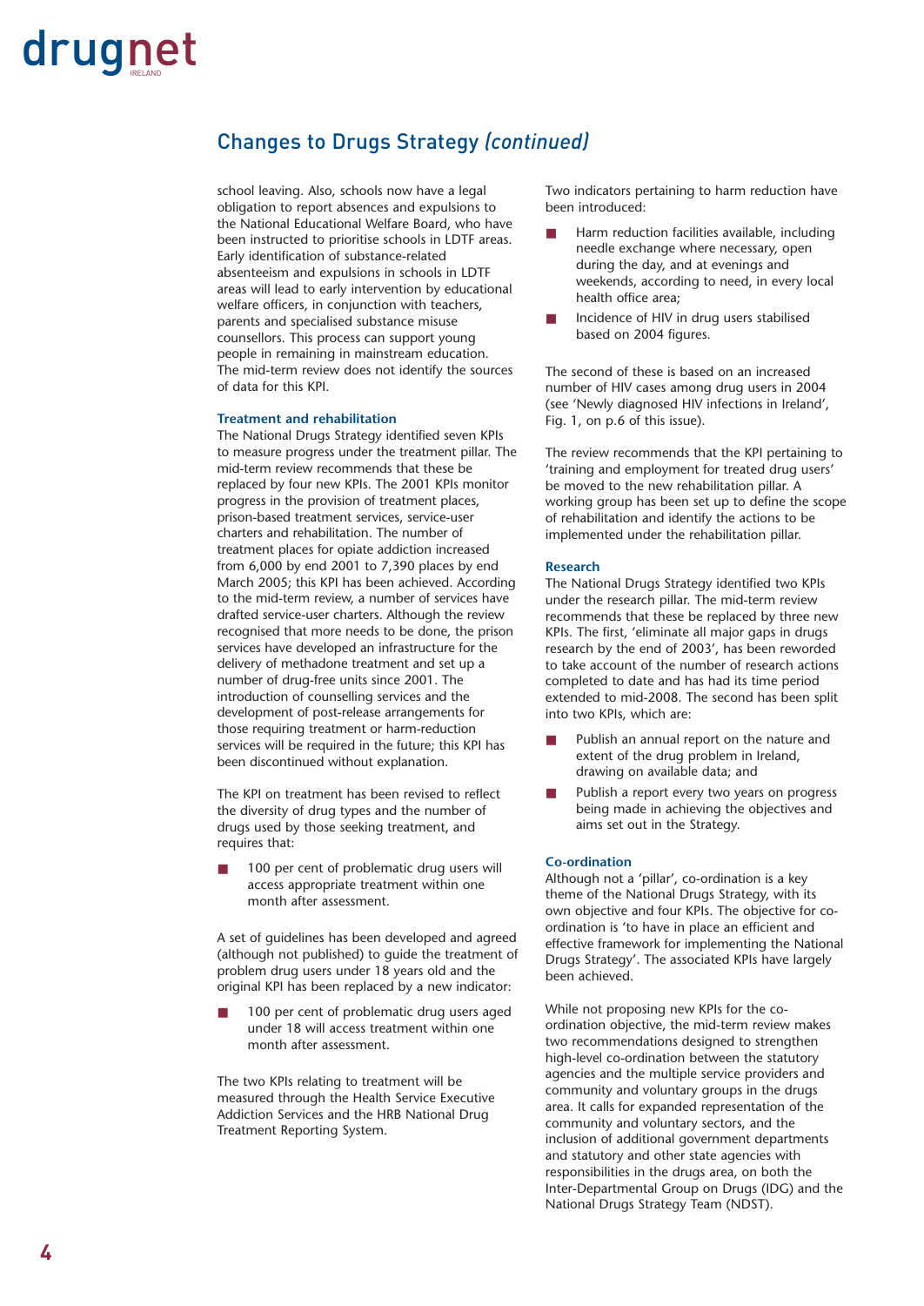## Changes to Drugs Strategy *(continued)*

school leaving. Also, schools now have a legal obligation to report absences and expulsions to the National Educational Welfare Board, who have been instructed to prioritise schools in LDTF areas. Early identification of substance-related absenteeism and expulsions in schools in LDTF areas will lead to early intervention by educational welfare officers, in conjunction with teachers, parents and specialised substance misuse counsellors. This process can support young people in remaining in mainstream education. The mid-term review does not identify the sources of data for this KPI.

#### Treatment and rehabilitation

The National Drugs Strategy identified seven KPIs to measure progress under the treatment pillar. The mid-term review recommends that these be replaced by four new KPIs. The 2001 KPIs monitor progress in the provision of treatment places, prison-based treatment services, service-user charters and rehabilitation. The number of treatment places for opiate addiction increased from 6,000 by end 2001 to 7,390 places by end March 2005; this KPI has been achieved. According to the mid-term review, a number of services have drafted service-user charters. Although the review recognised that more needs to be done, the prison services have developed an infrastructure for the delivery of methadone treatment and set up a number of drug-free units since 2001. The introduction of counselling services and the development of post-release arrangements for those requiring treatment or harm-reduction services will be required in the future; this KPI has been discontinued without explanation.

The KPI on treatment has been revised to reflect the diversity of drug types and the number of drugs used by those seeking treatment, and requires that:

- 100 per cent of problematic drug users will access appropriate treatment within one month after assessment.

A set of guidelines has been developed and agreed (although not published) to guide the treatment of problem drug users under 18 years old and the original KPI has been replaced by a new indicator:

- 100 per cent of problematic drug users aged under 18 will access treatment within one month after assessment.

The two KPIs relating to treatment will be measured through the Health Service Executive Addiction Services and the HRB National Drug Treatment Reporting System.

Two indicators pertaining to harm reduction have been introduced:

- Harm reduction facilities available, including needle exchange where necessary, open during the day, and at evenings and weekends, according to need, in every local health office area;
- Incidence of HIV in drug users stabilised based on 2004 figures.

The second of these is based on an increased number of HIV cases among drug users in 2004 (see 'Newly diagnosed HIV infections in Ireland', Fig. 1, on p.6 of this issue).

The review recommends that the KPI pertaining to 'training and employment for treated drug users' be moved to the new rehabilitation pillar. A working group has been set up to define the scope of rehabilitation and identify the actions to be implemented under the rehabilitation pillar.

#### Research

The National Drugs Strategy identified two KPIs under the research pillar. The mid-term review recommends that these be replaced by three new KPIs. The first, 'eliminate all major gaps in drugs research by the end of 2003', has been reworded to take account of the number of research actions completed to date and has had its time period extended to mid-2008. The second has been split into two KPIs, which are:

- Publish an annual report on the nature and extent of the drug problem in Ireland, drawing on available data; and
- Publish a report every two years on progress being made in achieving the objectives and aims set out in the Strategy.

#### Co-ordination

Although not a 'pillar', co-ordination is a key theme of the National Drugs Strategy, with its own objective and four KPIs. The objective for co-ordination is 'to have in place an efficient and effective framework for implementing the National Drugs Strategy'. The associated KPIs have largely been achieved.

While not proposing new KPIs for the co-ordination objective, the mid-term review makes two recommendations designed to strengthen high-level co-ordination between the statutory agencies and the multiple service providers and community and voluntary groups in the drugs area. It calls for expanded representation of the community and voluntary sectors, and the inclusion of additional government departments and statutory and other state agencies with responsibilities in the drugs area, on both the Inter-Departmental Group on Drugs (IDG) and the National Drugs Strategy Team (NDST).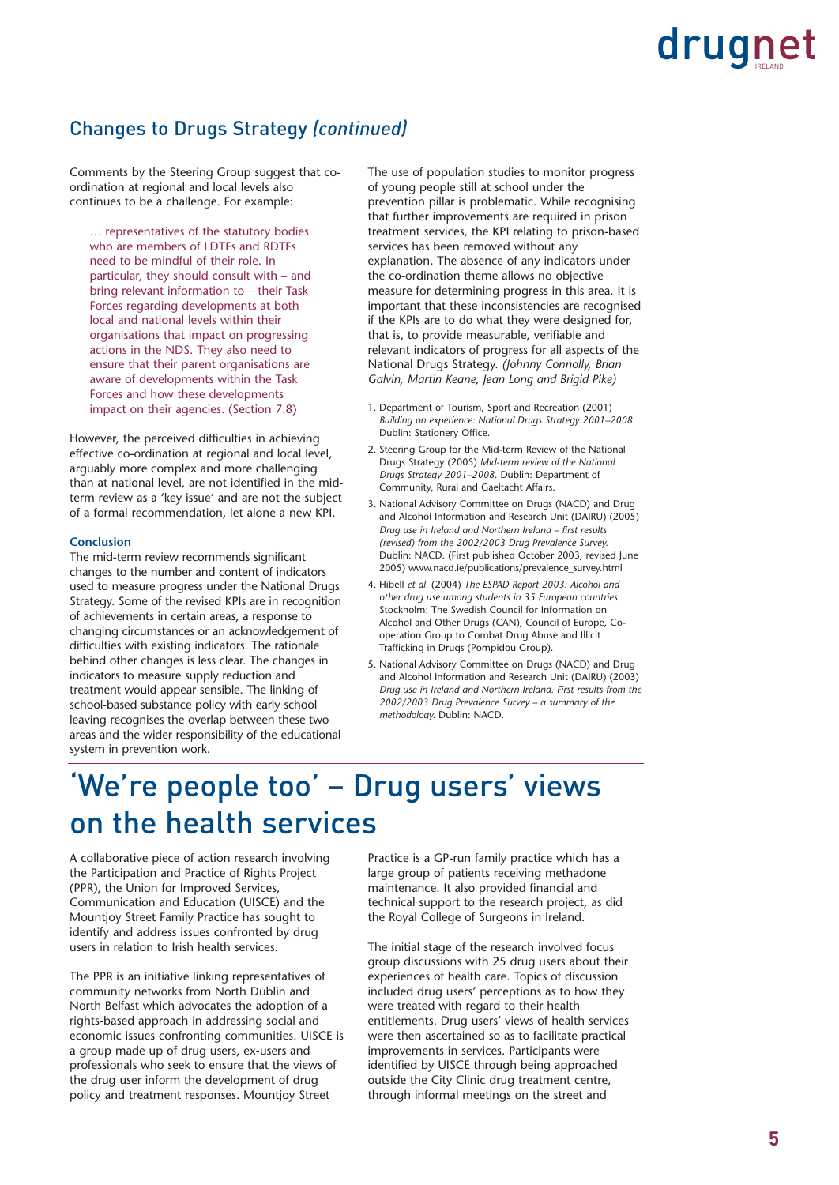## Changes to Drugs Strategy *(continued)*

Comments by the Steering Group suggest that co-ordination at regional and local levels also continues to be a challenge. For example:

> … representatives of the statutory bodies who are members of LDTFs and RDTFs need to be mindful of their role. In particular, they should consult with – and bring relevant information to – their Task Forces regarding developments at both local and national levels within their organisations that impact on progressing actions in the NDS. They also need to ensure that their parent organisations are aware of developments within the Task Forces and how these developments impact on their agencies. (Section 7.8)

However, the perceived difficulties in achieving effective co-ordination at regional and local level, arguably more complex and more challenging than at national level, are not identified in the mid-term review as a 'key issue' and are not the subject of a formal recommendation, let alone a new KPI.

**Conclusion**

The mid-term review recommends significant changes to the number and content of indicators used to measure progress under the National Drugs Strategy. Some of the revised KPIs are in recognition of achievements in certain areas, a response to changing circumstances or an acknowledgement of difficulties with existing indicators. The rationale behind other changes is less clear. The changes in indicators to measure supply reduction and treatment would appear sensible. The linking of school-based substance policy with early school leaving recognises the overlap between these two areas and the wider responsibility of the educational system in prevention work.

The use of population studies to monitor progress of young people still at school under the prevention pillar is problematic. While recognising that further improvements are required in prison treatment services, the KPI relating to prison-based services has been removed without any explanation. The absence of any indicators under the co-ordination theme allows no objective measure for determining progress in this area. It is important that these inconsistencies are recognised if the KPIs are to do what they were designed for, that is, to provide measurable, verifiable and relevant indicators of progress for all aspects of the National Drugs Strategy. *(Johnny Connolly, Brian Galvin, Martin Keane, Jean Long and Brigid Pike)*

1. Department of Tourism, Sport and Recreation (2001) *Building on experience: National Drugs Strategy 2001–2008.* Dublin: Stationery Office.
2. Steering Group for the Mid-term Review of the National Drugs Strategy (2005) *Mid-term review of the National Drugs Strategy 2001–2008.* Dublin: Department of Community, Rural and Gaeltacht Affairs.
3. National Advisory Committee on Drugs (NACD) and Drug and Alcohol Information and Research Unit (DAIRU) (2005) *Drug use in Ireland and Northern Ireland – first results (revised) from the 2002/2003 Drug Prevalence Survey.* Dublin: NACD. (First published October 2003, revised June 2005) www.nacd.ie/publications/prevalence_survey.html
4. Hibell *et al.* (2004) *The ESPAD Report 2003: Alcohol and other drug use among students in 35 European countries.* Stockholm: The Swedish Council for Information on Alcohol and Other Drugs (CAN), Council of Europe, Co-operation Group to Combat Drug Abuse and Illicit Trafficking in Drugs (Pompidou Group).
5. National Advisory Committee on Drugs (NACD) and Drug and Alcohol Information and Research Unit (DAIRU) (2003) *Drug use in Ireland and Northern Ireland. First results from the 2002/2003 Drug Prevalence Survey – a summary of the methodology.* Dublin: NACD.

# 'We're people too' – Drug users' views on the health services

A collaborative piece of action research involving the Participation and Practice of Rights Project (PPR), the Union for Improved Services, Communication and Education (UISCE) and the Mountjoy Street Family Practice has sought to identify and address issues confronted by drug users in relation to Irish health services.

The PPR is an initiative linking representatives of community networks from North Dublin and North Belfast which advocates the adoption of a rights-based approach in addressing social and economic issues confronting communities. UISCE is a group made up of drug users, ex-users and professionals who seek to ensure that the views of the drug user inform the development of drug policy and treatment responses. Mountjoy Street Practice is a GP-run family practice which has a large group of patients receiving methadone maintenance. It also provided financial and technical support to the research project, as did the Royal College of Surgeons in Ireland.

The initial stage of the research involved focus group discussions with 25 drug users about their experiences of health care. Topics of discussion included drug users' perceptions as to how they were treated with regard to their health entitlements. Drug users' views of health services were then ascertained so as to facilitate practical improvements in services. Participants were identified by UISCE through being approached outside the City Clinic drug treatment centre, through informal meetings on the street and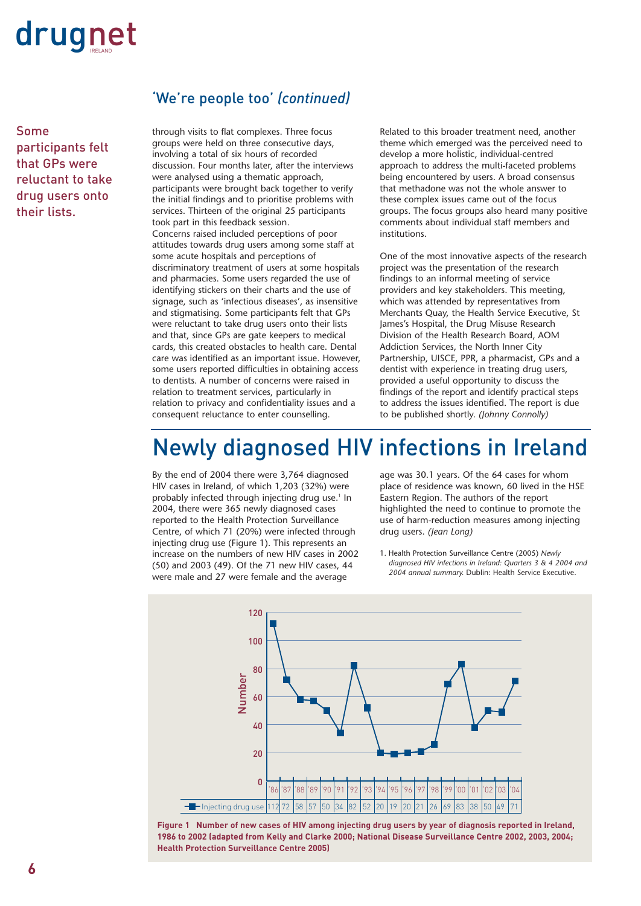## 'We're people too' *(continued)*

Some participants felt that GPs were reluctant to take drug users onto their lists.

through visits to flat complexes. Three focus groups were held on three consecutive days, involving a total of six hours of recorded discussion. Four months later, after the interviews were analysed using a thematic approach, participants were brought back together to verify the initial findings and to prioritise problems with services. Thirteen of the original 25 participants took part in this feedback session.

Concerns raised included perceptions of poor attitudes towards drug users among some staff at some acute hospitals and perceptions of discriminatory treatment of users at some hospitals and pharmacies. Some users regarded the use of identifying stickers on their charts and the use of signage, such as 'infectious diseases', as insensitive and stigmatising. Some participants felt that GPs were reluctant to take drug users onto their lists and that, since GPs are gate keepers to medical cards, this created obstacles to health care. Dental care was identified as an important issue. However, some users reported difficulties in obtaining access to dentists. A number of concerns were raised in relation to treatment services, particularly in relation to privacy and confidentiality issues and a consequent reluctance to enter counselling.

Related to this broader treatment need, another theme which emerged was the perceived need to develop a more holistic, individual-centred approach to address the multi-faceted problems being encountered by users. A broad consensus that methadone was not the whole answer to these complex issues came out of the focus groups. The focus groups also heard many positive comments about individual staff members and institutions.

One of the most innovative aspects of the research project was the presentation of the research findings to an informal meeting of service providers and key stakeholders. This meeting, which was attended by representatives from Merchants Quay, the Health Service Executive, St James's Hospital, the Drug Misuse Research Division of the Health Research Board, AOM Addiction Services, the North Inner City Partnership, UISCE, PPR, a pharmacist, GPs and a dentist with experience in treating drug users, provided a useful opportunity to discuss the findings of the report and identify practical steps to address the issues identified. The report is due to be published shortly. *(Johnny Connolly)*

# Newly diagnosed HIV infections in Ireland

By the end of 2004 there were 3,764 diagnosed HIV cases in Ireland, of which 1,203 (32%) were probably infected through injecting drug use.[1] In 2004, there were 365 newly diagnosed cases reported to the Health Protection Surveillance Centre, of which 71 (20%) were infected through injecting drug use (Figure 1). This represents an increase on the numbers of new HIV cases in 2002 (50) and 2003 (49). Of the 71 new HIV cases, 44 were male and 27 were female and the average age was 30.1 years. Of the 64 cases for whom place of residence was known, 60 lived in the HSE Eastern Region. The authors of the report highlighted the need to continue to promote the use of harm-reduction measures among injecting drug users. *(Jean Long)*

1. Health Protection Surveillance Centre (2005) *Newly diagnosed HIV infections in Ireland: Quarters 3 & 4 2004 and 2004 annual summary.* Dublin: Health Service Executive.

| | '86 | '87 | '88 | '89 | '90 | '91 | '92 | '93 | '94 | '95 | '96 | '97 | '98 | '99 | '00 | '01 | '02 | '03 | '04 |
|---|---|---|---|---|---|---|---|---|---|---|---|---|---|---|---|---|---|---|---|
| Injecting drug use | 112 | 72 | 58 | 57 | 50 | 34 | 82 | 52 | 20 | 19 | 20 | 21 | 26 | 69 | 83 | 38 | 50 | 49 | 71 |

**Figure 1 Number of new cases of HIV among injecting drug users by year of diagnosis reported in Ireland, 1986 to 2002 (adapted from Kelly and Clarke 2000; National Disease Surveillance Centre 2002, 2003, 2004; Health Protection Surveillance Centre 2005)**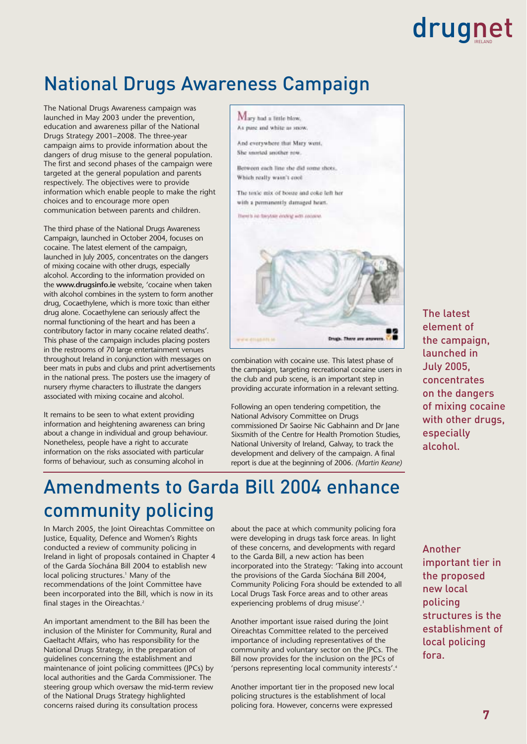# National Drugs Awareness Campaign

The National Drugs Awareness campaign was launched in May 2003 under the prevention, education and awareness pillar of the National Drugs Strategy 2001–2008. The three-year campaign aims to provide information about the dangers of drug misuse to the general population. The first and second phases of the campaign were targeted at the general population and parents respectively. The objectives were to provide information which enable people to make the right choices and to encourage more open communication between parents and children.

The third phase of the National Drugs Awareness Campaign, launched in October 2004, focuses on cocaine. The latest element of the campaign, launched in July 2005, concentrates on the dangers of mixing cocaine with other drugs, especially alcohol. According to the information provided on the **www.drugsinfo.ie** website, 'cocaine when taken with alcohol combines in the system to form another drug, Cocaethylene, which is more toxic than either drug alone. Cocaethylene can seriously affect the normal functioning of the heart and has been a contributory factor in many cocaine related deaths'. This phase of the campaign includes placing posters in the restrooms of 70 large entertainment venues throughout Ireland in conjunction with messages on beer mats in pubs and clubs and print advertisements in the national press. The posters use the imagery of nursery rhyme characters to illustrate the dangers associated with mixing cocaine and alcohol.

It remains to be seen to what extent providing information and heightening awareness can bring about a change in individual and group behaviour. Nonetheless, people have a right to accurate information on the risks associated with particular forms of behaviour, such as consuming alcohol in combination with cocaine use. This latest phase of the campaign, targeting recreational cocaine users in the club and pub scene, is an important step in providing accurate information in a relevant setting.

Following an open tendering competition, the National Advisory Committee on Drugs commissioned Dr Saoirse Nic Gabhainn and Dr Jane Sixsmith of the Centre for Health Promotion Studies, National University of Ireland, Galway, to track the development and delivery of the campaign. A final report is due at the beginning of 2006. *(Martin Keane)*

Mary had a little blow,
As pure and white as snow.

And everywhere that Mary went,
She snorted another row.

Between each line she did some shots,
Which really wasn't cool

The toxic mix of booze and coke left her
with a permanently damaged heart.

There's no fairytale ending with cocaine.

Drugs. There are answers.

The latest element of the campaign, launched in July 2005, concentrates on the dangers of mixing cocaine with other drugs, especially alcohol.

# Amendments to Garda Bill 2004 enhance community policing

In March 2005, the Joint Oireachtas Committee on Justice, Equality, Defence and Women's Rights conducted a review of community policing in Ireland in light of proposals contained in Chapter 4 of the Garda Síochána Bill 2004 to establish new local policing structures.[1] Many of the recommendations of the Joint Committee have been incorporated into the Bill, which is now in its final stages in the Oireachtas.[2]

An important amendment to the Bill has been the inclusion of the Minister for Community, Rural and Gaeltacht Affairs, who has responsibility for the National Drugs Strategy, in the preparation of guidelines concerning the establishment and maintenance of joint policing committees (JPCs) by local authorities and the Garda Commissioner. The steering group which oversaw the mid-term review of the National Drugs Strategy highlighted concerns raised during its consultation process about the pace at which community policing fora were developing in drugs task force areas. In light of these concerns, and developments with regard to the Garda Bill, a new action has been incorporated into the Strategy: 'Taking into account the provisions of the Garda Síochána Bill 2004, Community Policing Fora should be extended to all Local Drugs Task Force areas and to other areas experiencing problems of drug misuse'.[3]

Another important issue raised during the Joint Oireachtas Committee related to the perceived importance of including representatives of the community and voluntary sector on the JPCs. The Bill now provides for the inclusion on the JPCs of 'persons representing local community interests'.[4]

Another important tier in the proposed new local policing structures is the establishment of local policing fora. However, concerns were expressed

Another important tier in the proposed new local policing structures is the establishment of local policing fora.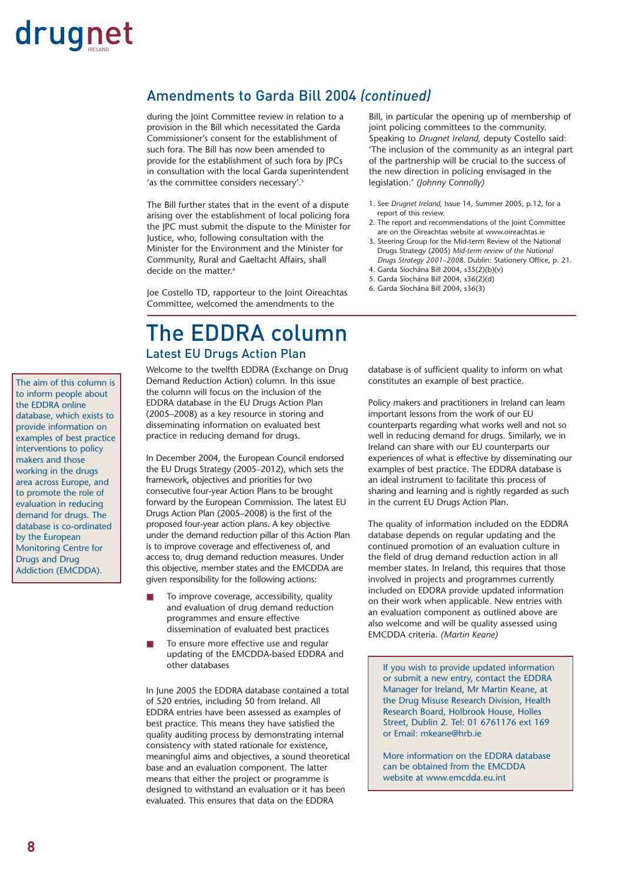## Amendments to Garda Bill 2004 *(continued)*

during the Joint Committee review in relation to a provision in the Bill which necessitated the Garda Commissioner's consent for the establishment of such fora. The Bill has now been amended to provide for the establishment of such fora by JPCs in consultation with the local Garda superintendent 'as the committee considers necessary'.[5]

The Bill further states that in the event of a dispute arising over the establishment of local policing fora the JPC must submit the dispute to the Minister for Justice, who, following consultation with the Minister for the Environment and the Minister for Community, Rural and Gaeltacht Affairs, shall decide on the matter.[6]

Joe Costello TD, rapporteur to the Joint Oireachtas Committee, welcomed the amendments to the Bill, in particular the opening up of membership of joint policing committees to the community. Speaking to *Drugnet Ireland,* deputy Costello said: 'The inclusion of the community as an integral part of the partnership will be crucial to the success of the new direction in policing envisaged in the legislation.' *(Johnny Connolly)*

1. See *Drugnet Ireland*, Issue 14, Summer 2005, p.12, for a report of this review.
2. The report and recommendations of the Joint Committee are on the Oireachtas website at www.oireachtas.ie
3. Steering Group for the Mid-term Review of the National Drugs Strategy (2005) *Mid-term review of the National Drugs Strategy 2001–2008.* Dublin: Stationery Office, p. 21.
4. Garda Síochána Bill 2004, s35(2)(b)(v)
5. Garda Síochána Bill 2004, s36(2)(d)
6. Garda Síochána Bill 2004, s36(3)

# The EDDRA column

## Latest EU Drugs Action Plan

The aim of this column is to inform people about the EDDRA online database, which exists to provide information on examples of best practice interventions to policy makers and those working in the drugs area across Europe, and to promote the role of evaluation in reducing demand for drugs. The database is co-ordinated by the European Monitoring Centre for Drugs and Drug Addiction (EMCDDA).

Welcome to the twelfth EDDRA (Exchange on Drug Demand Reduction Action) column. In this issue the column will focus on the inclusion of the EDDRA database in the EU Drugs Action Plan (2005–2008) as a key resource in storing and disseminating information on evaluated best practice in reducing demand for drugs.

In December 2004, the European Council endorsed the EU Drugs Strategy (2005–2012), which sets the framework, objectives and priorities for two consecutive four-year Action Plans to be brought forward by the European Commission. The latest EU Drugs Action Plan (2005–2008) is the first of the proposed four-year action plans. A key objective under the demand reduction pillar of this Action Plan is to improve coverage and effectiveness of, and access to, drug demand reduction measures. Under this objective, member states and the EMCDDA are given responsibility for the following actions:

- To improve coverage, accessibility, quality and evaluation of drug demand reduction programmes and ensure effective dissemination of evaluated best practices
- To ensure more effective use and regular updating of the EMCDDA-based EDDRA and other databases

In June 2005 the EDDRA database contained a total of 520 entries, including 50 from Ireland. All EDDRA entries have been assessed as examples of best practice. This means they have satisfied the quality auditing process by demonstrating internal consistency with stated rationale for existence, meaningful aims and objectives, a sound theoretical base and an evaluation component. The latter means that either the project or programme is designed to withstand an evaluation or it has been evaluated. This ensures that data on the EDDRA database is of sufficient quality to inform on what constitutes an example of best practice.

Policy makers and practitioners in Ireland can learn important lessons from the work of our EU counterparts regarding what works well and not so well in reducing demand for drugs. Similarly, we in Ireland can share with our EU counterparts our experiences of what is effective by disseminating our examples of best practice. The EDDRA database is an ideal instrument to facilitate this process of sharing and learning and is rightly regarded as such in the current EU Drugs Action Plan.

The quality of information included on the EDDRA database depends on regular updating and the continued promotion of an evaluation culture in the field of drug demand reduction action in all member states. In Ireland, this requires that those involved in projects and programmes currently included on EDDRA provide updated information on their work when applicable. New entries with an evaluation component as outlined above are also welcome and will be quality assessed using EMCDDA criteria. *(Martin Keane)*

If you wish to provide updated information or submit a new entry, contact the EDDRA Manager for Ireland, Mr Martin Keane, at the Drug Misuse Research Division, Health Research Board, Holbrook House, Holles Street, Dublin 2. Tel: 01 6761176 ext 169 or Email: mkeane@hrb.ie

More information on the EDDRA database can be obtained from the EMCDDA website at www.emcdda.eu.int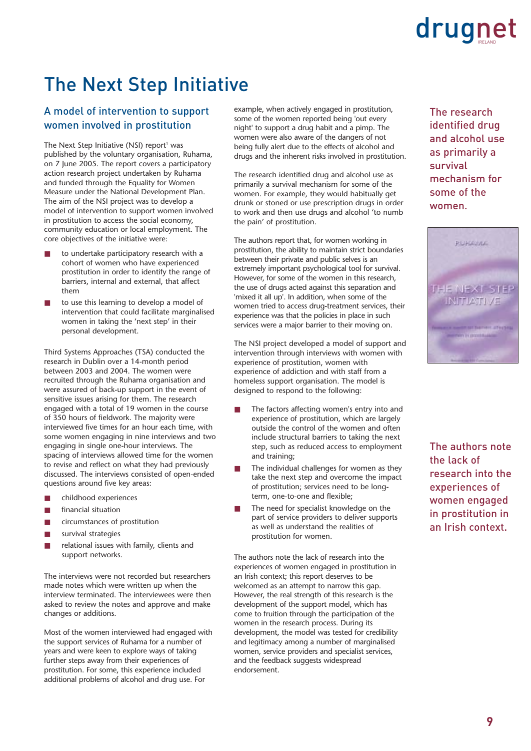# The Next Step Initiative

## A model of intervention to support women involved in prostitution

The Next Step Initiative (NSI) report[1] was published by the voluntary organisation, Ruhama, on 7 June 2005. The report covers a participatory action research project undertaken by Ruhama and funded through the Equality for Women Measure under the National Development Plan. The aim of the NSI project was to develop a model of intervention to support women involved in prostitution to access the social economy, community education or local employment. The core objectives of the initiative were:

- to undertake participatory research with a cohort of women who have experienced prostitution in order to identify the range of barriers, internal and external, that affect them
- to use this learning to develop a model of intervention that could facilitate marginalised women in taking the 'next step' in their personal development.

Third Systems Approaches (TSA) conducted the research in Dublin over a 14-month period between 2003 and 2004. The women were recruited through the Ruhama organisation and were assured of back-up support in the event of sensitive issues arising for them. The research engaged with a total of 19 women in the course of 350 hours of fieldwork. The majority were interviewed five times for an hour each time, with some women engaging in nine interviews and two engaging in single one-hour interviews. The spacing of interviews allowed time for the women to revise and reflect on what they had previously discussed. The interviews consisted of open-ended questions around five key areas:

- childhood experiences
- financial situation
- circumstances of prostitution
- survival strategies
- relational issues with family, clients and support networks.

The interviews were not recorded but researchers made notes which were written up when the interview terminated. The interviewees were then asked to review the notes and approve and make changes or additions.

Most of the women interviewed had engaged with the support services of Ruhama for a number of years and were keen to explore ways of taking further steps away from their experiences of prostitution. For some, this experience included additional problems of alcohol and drug use. For example, when actively engaged in prostitution, some of the women reported being 'out every night' to support a drug habit and a pimp. The women were also aware of the dangers of not being fully alert due to the effects of alcohol and drugs and the inherent risks involved in prostitution.

The research identified drug and alcohol use as primarily a survival mechanism for some of the women. For example, they would habitually get drunk or stoned or use prescription drugs in order to work and then use drugs and alcohol 'to numb the pain' of prostitution.

The authors report that, for women working in prostitution, the ability to maintain strict boundaries between their private and public selves is an extremely important psychological tool for survival. However, for some of the women in this research, the use of drugs acted against this separation and 'mixed it all up'. In addition, when some of the women tried to access drug-treatment services, their experience was that the policies in place in such services were a major barrier to their moving on.

The NSI project developed a model of support and intervention through interviews with women with experience of prostitution, women with experience of addiction and with staff from a homeless support organisation. The model is designed to respond to the following:

- The factors affecting women's entry into and experience of prostitution, which are largely outside the control of the women and often include structural barriers to taking the next step, such as reduced access to employment and training;
- The individual challenges for women as they take the next step and overcome the impact of prostitution; services need to be long-term, one-to-one and flexible;
- The need for specialist knowledge on the part of service providers to deliver supports as well as understand the realities of prostitution for women.

The authors note the lack of research into the experiences of women engaged in prostitution in an Irish context; this report deserves to be welcomed as an attempt to narrow this gap. However, the real strength of this research is the development of the support model, which has come to fruition through the participation of the women in the research process. During its development, the model was tested for credibility and legitimacy among a number of marginalised women, service providers and specialist services, and the feedback suggests widespread endorsement.

**The research identified drug and alcohol use as primarily a survival mechanism for some of the women.**

**The authors note the lack of research into the experiences of women engaged in prostitution in an Irish context.**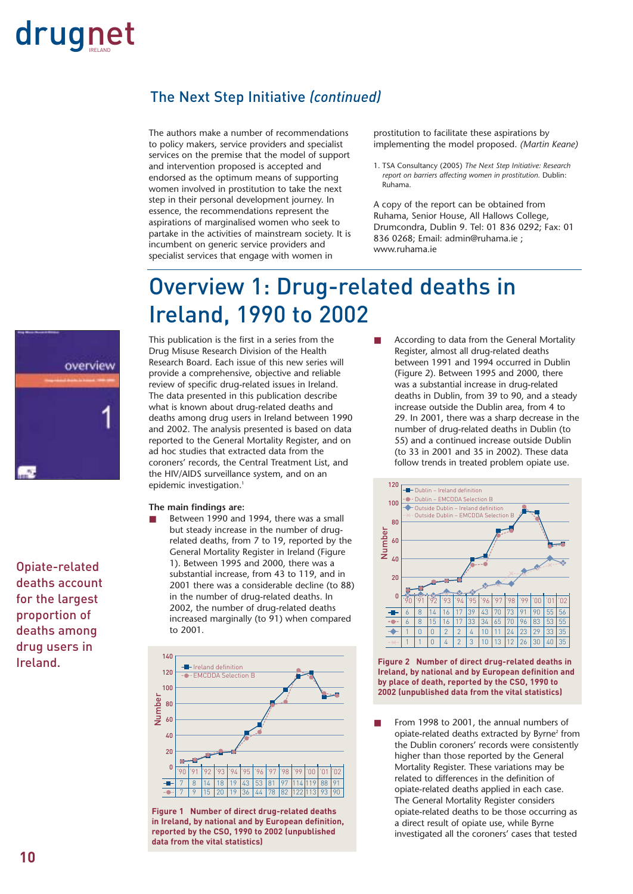## The Next Step Initiative *(continued)*

The authors make a number of recommendations to policy makers, service providers and specialist services on the premise that the model of support and intervention proposed is accepted and endorsed as the optimum means of supporting women involved in prostitution to take the next step in their personal development journey. In essence, the recommendations represent the aspirations of marginalised women who seek to partake in the activities of mainstream society. It is incumbent on generic service providers and specialist services that engage with women in prostitution to facilitate these aspirations by implementing the model proposed. *(Martin Keane)*

1. TSA Consultancy (2005) *The Next Step Initiative: Research report on barriers affecting women in prostitution.* Dublin: Ruhama.

A copy of the report can be obtained from Ruhama, Senior House, All Hallows College, Drumcondra, Dublin 9. Tel: 01 836 0292; Fax: 01 836 0268; Email: admin@ruhama.ie ; www.ruhama.ie

# Overview 1: Drug-related deaths in Ireland, 1990 to 2002

Opiate-related deaths account for the largest proportion of deaths among drug users in Ireland.

This publication is the first in a series from the Drug Misuse Research Division of the Health Research Board. Each issue of this new series will provide a comprehensive, objective and reliable review of specific drug-related issues in Ireland. The data presented in this publication describe what is known about drug-related deaths and deaths among drug users in Ireland between 1990 and 2002. The analysis presented is based on data reported to the General Mortality Register, and on ad hoc studies that extracted data from the coroners' records, the Central Treatment List, and the HIV/AIDS surveillance system, and on an epidemic investigation.[1]

**The main findings are:**

- Between 1990 and 1994, there was a small but steady increase in the number of drug-related deaths, from 7 to 19, reported by the General Mortality Register in Ireland (Figure 1). Between 1995 and 2000, there was a substantial increase, from 43 to 119, and in 2001 there was a considerable decline (to 88) in the number of drug-related deaths. In 2002, the number of drug-related deaths increased marginally (to 91) when compared to 2001.

| | '90 | '91 | '92 | '93 | '94 | '95 | '96 | '97 | '98 | '99 | '00 | '01 | '02 |
|---|---|---|---|---|---|---|---|---|---|---|---|---|---|
| Ireland definition | 7 | 8 | 14 | 18 | 19 | 43 | 53 | 81 | 97 | 114 | 119 | 88 | 91 |
| EMCDDA Selection B | 7 | 9 | 15 | 20 | 19 | 36 | 44 | 78 | 82 | 122 | 113 | 93 | 90 |

**Figure 1 Number of direct drug-related deaths in Ireland, by national and by European definition, reported by the CSO, 1990 to 2002 (unpublished data from the vital statistics)**

- According to data from the General Mortality Register, almost all drug-related deaths between 1991 and 1994 occurred in Dublin (Figure 2). Between 1995 and 2000, there was a substantial increase in drug-related deaths in Dublin, from 39 to 90, and a steady increase outside the Dublin area, from 4 to 29. In 2001, there was a sharp decrease in the number of drug-related deaths in Dublin (to 55) and a continued increase outside Dublin (to 33 in 2001 and 35 in 2002). These data follow trends in treated problem opiate use.

| | '90 | '91 | '92 | '93 | '94 | '95 | '96 | '97 | '98 | '99 | '00 | '01 | '02 |
|---|---|---|---|---|---|---|---|---|---|---|---|---|---|
| Dublin – Ireland definition | 6 | 8 | 14 | 16 | 17 | 39 | 43 | 70 | 73 | 91 | 90 | 55 | 56 |
| Dublin – EMCDDA Selection B | 6 | 8 | 15 | 16 | 17 | 33 | 34 | 65 | 70 | 96 | 83 | 53 | 55 |
| Outside Dublin – Ireland definition | 1 | 0 | 0 | 2 | 2 | 4 | 10 | 11 | 24 | 23 | 29 | 33 | 35 |
| Outside Dublin – EMCDDA Selection B | 1 | 1 | 0 | 4 | 2 | 3 | 10 | 13 | 12 | 26 | 30 | 40 | 35 |

**Figure 2 Number of direct drug-related deaths in Ireland, by national and by European definition and by place of death, reported by the CSO, 1990 to 2002 (unpublished data from the vital statistics)**

- From 1998 to 2001, the annual numbers of opiate-related deaths extracted by Byrne[2] from the Dublin coroners' records were consistently higher than those reported by the General Mortality Register. These variations may be related to differences in the definition of opiate-related deaths applied in each case. The General Mortality Register considers opiate-related deaths to be those occurring as a direct result of opiate use, while Byrne investigated all the coroners' cases that tested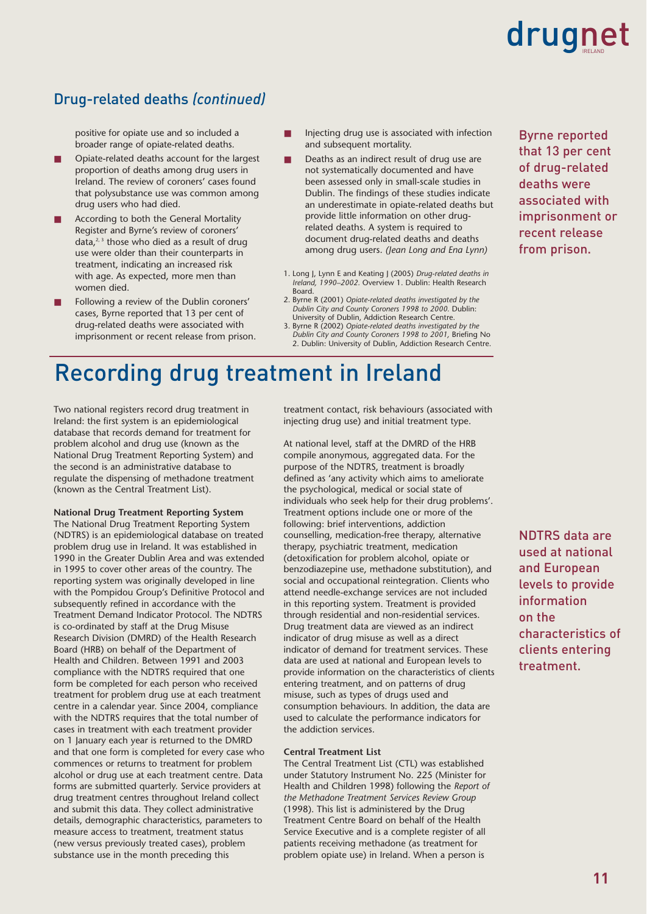## Drug-related deaths *(continued)*

positive for opiate use and so included a broader range of opiate-related deaths.

- Opiate-related deaths account for the largest proportion of deaths among drug users in Ireland. The review of coroners' cases found that polysubstance use was common among drug users who had died.
- According to both the General Mortality Register and Byrne's review of coroners' data,[2, 3] those who died as a result of drug use were older than their counterparts in treatment, indicating an increased risk with age. As expected, more men than women died.
- Following a review of the Dublin coroners' cases, Byrne reported that 13 per cent of drug-related deaths were associated with imprisonment or recent release from prison.
- Injecting drug use is associated with infection and subsequent mortality.
- Deaths as an indirect result of drug use are not systematically documented and have been assessed only in small-scale studies in Dublin. The findings of these studies indicate an underestimate in opiate-related deaths but provide little information on other drug-related deaths. A system is required to document drug-related deaths and deaths among drug users. *(Jean Long and Ena Lynn)*

1. Long J, Lynn E and Keating J (2005) *Drug-related deaths in Ireland, 1990–2002.* Overview 1. Dublin: Health Research Board.
2. Byrne R (2001) *Opiate-related deaths investigated by the Dublin City and County Coroners 1998 to 2000.* Dublin: University of Dublin, Addiction Research Centre.
3. Byrne R (2002) *Opiate-related deaths investigated by the Dublin City and County Coroners 1998 to 2001,* Briefing No 2. Dublin: University of Dublin, Addiction Research Centre.

Byrne reported that 13 per cent of drug-related deaths were associated with imprisonment or recent release from prison.

# Recording drug treatment in Ireland

Two national registers record drug treatment in Ireland: the first system is an epidemiological database that records demand for treatment for problem alcohol and drug use (known as the National Drug Treatment Reporting System) and the second is an administrative database to regulate the dispensing of methadone treatment (known as the Central Treatment List).

**National Drug Treatment Reporting System**

The National Drug Treatment Reporting System (NDTRS) is an epidemiological database on treated problem drug use in Ireland. It was established in 1990 in the Greater Dublin Area and was extended in 1995 to cover other areas of the country. The reporting system was originally developed in line with the Pompidou Group's Definitive Protocol and subsequently refined in accordance with the Treatment Demand Indicator Protocol. The NDTRS is co-ordinated by staff at the Drug Misuse Research Division (DMRD) of the Health Research Board (HRB) on behalf of the Department of Health and Children. Between 1991 and 2003 compliance with the NDTRS required that one form be completed for each person who received treatment for problem drug use at each treatment centre in a calendar year. Since 2004, compliance with the NDTRS requires that the total number of cases in treatment with each treatment provider on 1 January each year is returned to the DMRD and that one form is completed for every case who commences or returns to treatment for problem alcohol or drug use at each treatment centre. Data forms are submitted quarterly. Service providers at drug treatment centres throughout Ireland collect and submit this data. They collect administrative details, demographic characteristics, parameters to measure access to treatment, treatment status (new versus previously treated cases), problem substance use in the month preceding this treatment contact, risk behaviours (associated with injecting drug use) and initial treatment type.

At national level, staff at the DMRD of the HRB compile anonymous, aggregated data. For the purpose of the NDTRS, treatment is broadly defined as 'any activity which aims to ameliorate the psychological, medical or social state of individuals who seek help for their drug problems'. Treatment options include one or more of the following: brief interventions, addiction counselling, medication-free therapy, alternative therapy, psychiatric treatment, medication (detoxification for problem alcohol, opiate or benzodiazepine use, methadone substitution), and social and occupational reintegration. Clients who attend needle-exchange services are not included in this reporting system. Treatment is provided through residential and non-residential services. Drug treatment data are viewed as an indirect indicator of drug misuse as well as a direct indicator of demand for treatment services. These data are used at national and European levels to provide information on the characteristics of clients entering treatment, and on patterns of drug misuse, such as types of drugs used and consumption behaviours. In addition, the data are used to calculate the performance indicators for the addiction services.

**Central Treatment List**

The Central Treatment List (CTL) was established under Statutory Instrument No. 225 (Minister for Health and Children 1998) following the *Report of the Methadone Treatment Services Review Group* (1998). This list is administered by the Drug Treatment Centre Board on behalf of the Health Service Executive and is a complete register of all patients receiving methadone (as treatment for problem opiate use) in Ireland. When a person is

NDTRS data are used at national and European levels to provide information on the characteristics of clients entering treatment.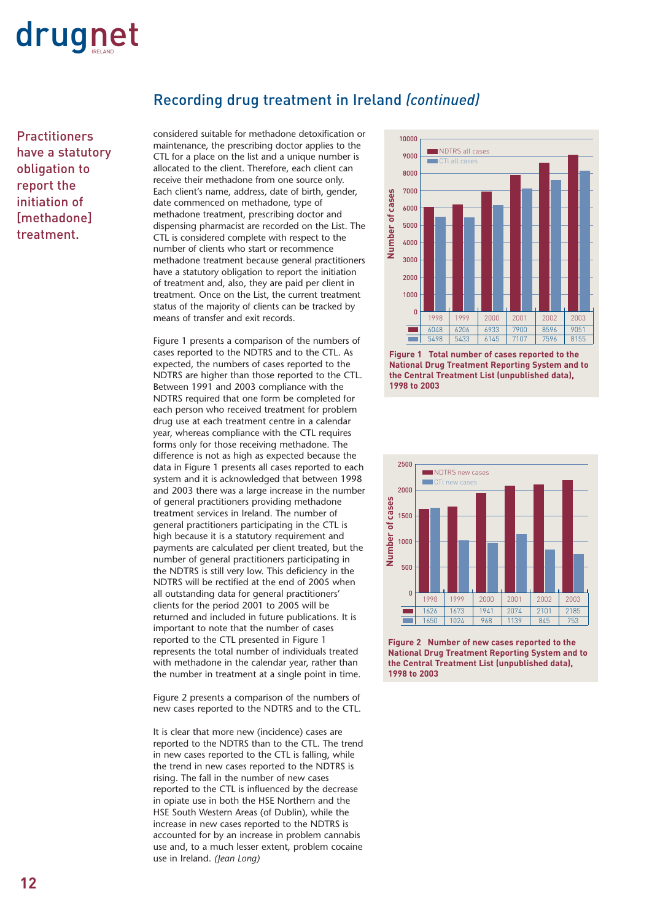## Recording drug treatment in Ireland *(continued)*

Practitioners have a statutory obligation to report the initiation of [methadone] treatment.

considered suitable for methadone detoxification or maintenance, the prescribing doctor applies to the CTL for a place on the list and a unique number is allocated to the client. Therefore, each client can receive their methadone from one source only. Each client's name, address, date of birth, gender, date commenced on methadone, type of methadone treatment, prescribing doctor and dispensing pharmacist are recorded on the List. The CTL is considered complete with respect to the number of clients who start or recommence methadone treatment because general practitioners have a statutory obligation to report the initiation of treatment and, also, they are paid per client in treatment. Once on the List, the current treatment status of the majority of clients can be tracked by means of transfer and exit records.

Figure 1 presents a comparison of the numbers of cases reported to the NDTRS and to the CTL. As expected, the numbers of cases reported to the NDTRS are higher than those reported to the CTL. Between 1991 and 2003 compliance with the NDTRS required that one form be completed for each person who received treatment for problem drug use at each treatment centre in a calendar year, whereas compliance with the CTL requires forms only for those receiving methadone. The difference is not as high as expected because the data in Figure 1 presents all cases reported to each system and it is acknowledged that between 1998 and 2003 there was a large increase in the number of general practitioners providing methadone treatment services in Ireland. The number of general practitioners participating in the CTL is high because it is a statutory requirement and payments are calculated per client treated, but the number of general practitioners participating in the NDTRS is still very low. This deficiency in the NDTRS will be rectified at the end of 2005 when all outstanding data for general practitioners' clients for the period 2001 to 2005 will be returned and included in future publications. It is important to note that the number of cases reported to the CTL presented in Figure 1 represents the total number of individuals treated with methadone in the calendar year, rather than the number in treatment at a single point in time.

Figure 2 presents a comparison of the numbers of new cases reported to the NDTRS and to the CTL.

It is clear that more new (incidence) cases are reported to the NDTRS than to the CTL. The trend in new cases reported to the CTL is falling, while the trend in new cases reported to the NDTRS is rising. The fall in the number of new cases reported to the CTL is influenced by the decrease in opiate use in both the HSE Northern and the HSE South Western Areas (of Dublin), while the increase in new cases reported to the NDTRS is accounted for by an increase in problem cannabis use and, to a much lesser extent, problem cocaine use in Ireland. *(Jean Long)*

| | 1998 | 1999 | 2000 | 2001 | 2002 | 2003 |
|---|---|---|---|---|---|---|
| NDTRS all cases | 6048 | 6206 | 6933 | 7900 | 8596 | 9051 |
| CTL all cases | 5498 | 5433 | 6145 | 7107 | 7596 | 8155 |

**Figure 1 Total number of cases reported to the National Drug Treatment Reporting System and to the Central Treatment List (unpublished data), 1998 to 2003**

| | 1998 | 1999 | 2000 | 2001 | 2002 | 2003 |
|---|---|---|---|---|---|---|
| NDTRS new cases | 1626 | 1673 | 1941 | 2074 | 2101 | 2185 |
| CTL new cases | 1650 | 1024 | 968 | 1139 | 845 | 753 |

**Figure 2 Number of new cases reported to the National Drug Treatment Reporting System and to the Central Treatment List (unpublished data), 1998 to 2003**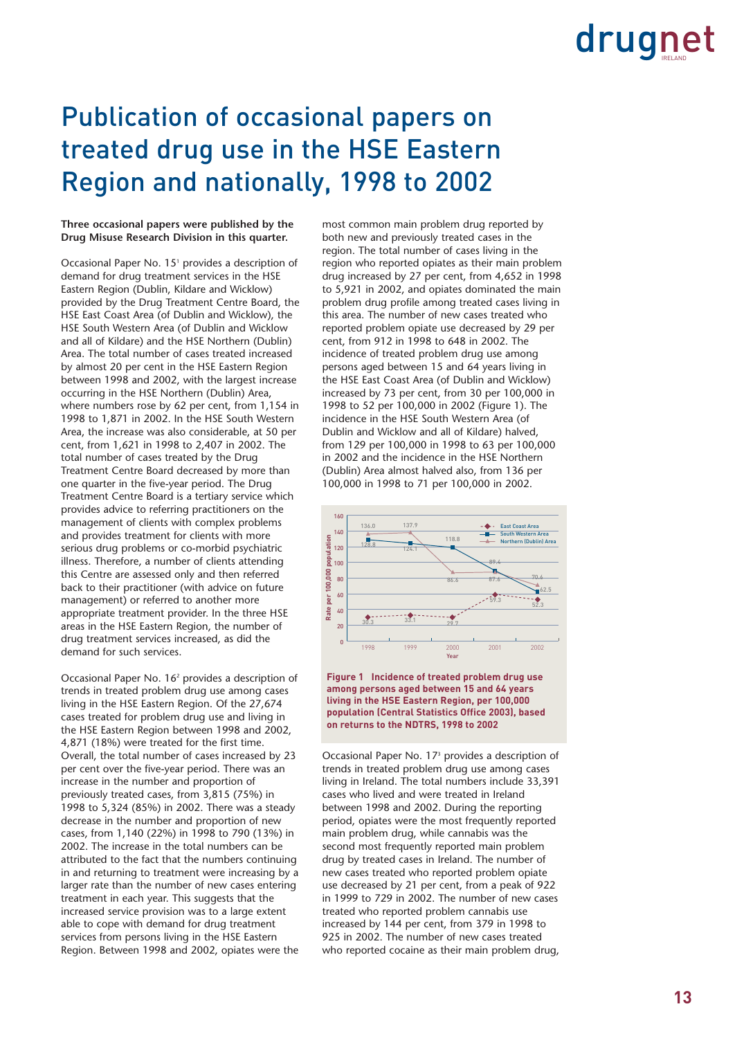# Publication of occasional papers on treated drug use in the HSE Eastern Region and nationally, 1998 to 2002

**Three occasional papers were published by the Drug Misuse Research Division in this quarter.**

Occasional Paper No. 15[1] provides a description of demand for drug treatment services in the HSE Eastern Region (Dublin, Kildare and Wicklow) provided by the Drug Treatment Centre Board, the HSE East Coast Area (of Dublin and Wicklow), the HSE South Western Area (of Dublin and Wicklow and all of Kildare) and the HSE Northern (Dublin) Area. The total number of cases treated increased by almost 20 per cent in the HSE Eastern Region between 1998 and 2002, with the largest increase occurring in the HSE Northern (Dublin) Area, where numbers rose by 62 per cent, from 1,154 in 1998 to 1,871 in 2002. In the HSE South Western Area, the increase was also considerable, at 50 per cent, from 1,621 in 1998 to 2,407 in 2002. The total number of cases treated by the Drug Treatment Centre Board decreased by more than one quarter in the five-year period. The Drug Treatment Centre Board is a tertiary service which provides advice to referring practitioners on the management of clients with complex problems and provides treatment for clients with more serious drug problems or co-morbid psychiatric illness. Therefore, a number of clients attending this Centre are assessed only and then referred back to their practitioner (with advice on future management) or referred to another more appropriate treatment provider. In the three HSE areas in the HSE Eastern Region, the number of drug treatment services increased, as did the demand for such services.

Occasional Paper No. 16[2] provides a description of trends in treated problem drug use among cases living in the HSE Eastern Region. Of the 27,674 cases treated for problem drug use and living in the HSE Eastern Region between 1998 and 2002, 4,871 (18%) were treated for the first time. Overall, the total number of cases increased by 23 per cent over the five-year period. There was an increase in the number and proportion of previously treated cases, from 3,815 (75%) in 1998 to 5,324 (85%) in 2002. There was a steady decrease in the number and proportion of new cases, from 1,140 (22%) in 1998 to 790 (13%) in 2002. The increase in the total numbers can be attributed to the fact that the numbers continuing in and returning to treatment were increasing by a larger rate than the number of new cases entering treatment in each year. This suggests that the increased service provision was to a large extent able to cope with demand for drug treatment services from persons living in the HSE Eastern Region. Between 1998 and 2002, opiates were the most common main problem drug reported by both new and previously treated cases in the region. The total number of cases living in the region who reported opiates as their main problem drug increased by 27 per cent, from 4,652 in 1998 to 5,921 in 2002, and opiates dominated the main problem drug profile among treated cases living in this area. The number of new cases treated who reported problem opiate use decreased by 29 per cent, from 912 in 1998 to 648 in 2002. The incidence of treated problem drug use among persons aged between 15 and 64 years living in the HSE East Coast Area (of Dublin and Wicklow) increased by 73 per cent, from 30 per 100,000 in 1998 to 52 per 100,000 in 2002 (Figure 1). The incidence in the HSE South Western Area (of Dublin and Wicklow and all of Kildare) halved, from 129 per 100,000 in 1998 to 63 per 100,000 in 2002 and the incidence in the HSE Northern (Dublin) Area almost halved also, from 136 per 100,000 in 1998 to 71 per 100,000 in 2002.

| Year | East Coast Area | South Western Area | Northern (Dublin) Area |
|---|---|---|---|
| 1998 | 30.3 | 128.8 | 136.0 |
| 1999 | 33.1 | 124.1 | 137.9 |
| 2000 | 29.7 | 118.8 | 86.6 |
| 2001 | 59.3 | 87.6 | 89.4 |
| 2002 | 52.3 | 62.5 | 70.6 |

**Figure 1 Incidence of treated problem drug use among persons aged between 15 and 64 years living in the HSE Eastern Region, per 100,000 population (Central Statistics Office 2003), based on returns to the NDTRS, 1998 to 2002**

Occasional Paper No. 17[3] provides a description of trends in treated problem drug use among cases living in Ireland. The total numbers include 33,391 cases who lived and were treated in Ireland between 1998 and 2002. During the reporting period, opiates were the most frequently reported main problem drug, while cannabis was the second most frequently reported main problem drug by treated cases in Ireland. The number of new cases treated who reported problem opiate use decreased by 21 per cent, from a peak of 922 in 1999 to 729 in 2002. The number of new cases treated who reported problem cannabis use increased by 144 per cent, from 379 in 1998 to 925 in 2002. The number of new cases treated who reported cocaine as their main problem drug,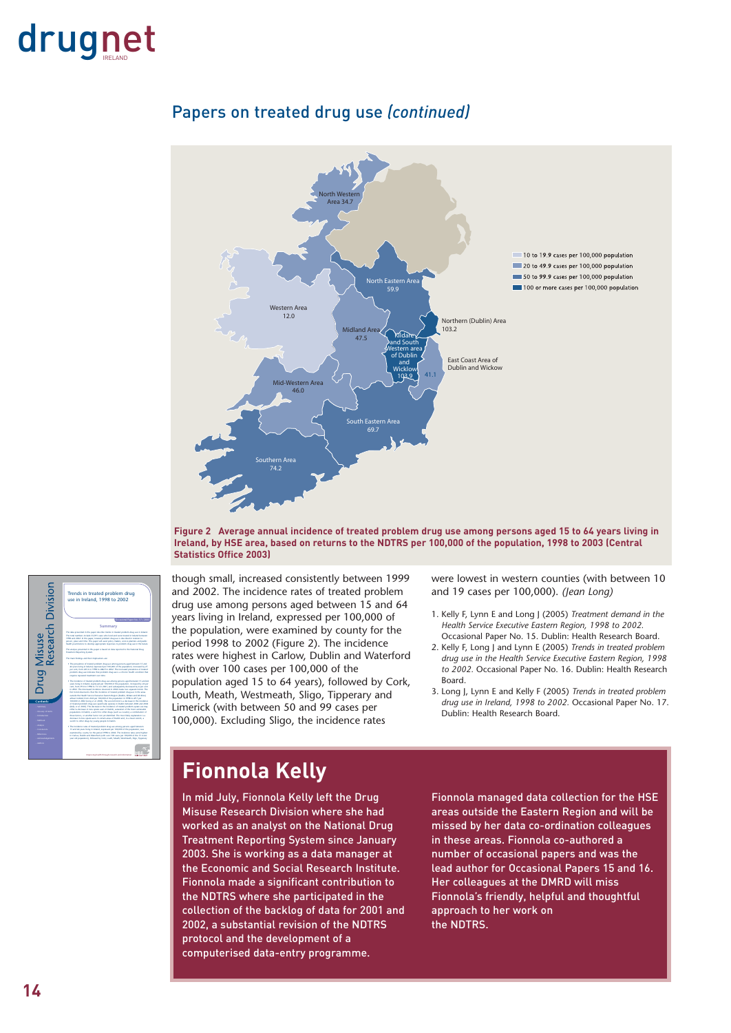## Papers on treated drug use *(continued)*

**Figure 2 Average annual incidence of treated problem drug use among persons aged 15 to 64 years living in Ireland, by HSE area, based on returns to the NDTRS per 100,000 of the population, 1998 to 2003 (Central Statistics Office 2003)**

though small, increased consistently between 1999 and 2002. The incidence rates of treated problem drug use among persons aged between 15 and 64 years living in Ireland, expressed per 100,000 of the population, were examined by county for the period 1998 to 2002 (Figure 2). The incidence rates were highest in Carlow, Dublin and Waterford (with over 100 cases per 100,000 of the population aged 15 to 64 years), followed by Cork, Louth, Meath, Westmeath, Sligo, Tipperary and Limerick (with between 50 and 99 cases per 100,000). Excluding Sligo, the incidence rates were lowest in western counties (with between 10 and 19 cases per 100,000). *(Jean Long)*

1. Kelly F, Lynn E and Long J (2005) *Treatment demand in the Health Service Executive Eastern Region, 1998 to 2002.* Occasional Paper No. 15. Dublin: Health Research Board.
2. Kelly F, Long J and Lynn E (2005) *Trends in treated problem drug use in the Health Service Executive Eastern Region, 1998 to 2002.* Occasional Paper No. 16. Dublin: Health Research Board.
3. Long J, Lynn E and Kelly F (2005) *Trends in treated problem drug use in Ireland, 1998 to 2002.* Occasional Paper No. 17. Dublin: Health Research Board.

# Fionnola Kelly

In mid July, Fionnola Kelly left the Drug Misuse Research Division where she had worked as an analyst on the National Drug Treatment Reporting System since January 2003. She is working as a data manager at the Economic and Social Research Institute. Fionnola made a significant contribution to the NDTRS where she participated in the collection of the backlog of data for 2001 and 2002, a substantial revision of the NDTRS protocol and the development of a computerised data-entry programme.

Fionnola managed data collection for the HSE areas outside the Eastern Region and will be missed by her data co-ordination colleagues in these areas. Fionnola co-authored a number of occasional papers and was the lead author for Occasional Papers 15 and 16. Her colleagues at the DMRD will miss Fionnola's friendly, helpful and thoughtful approach to her work on the NDTRS.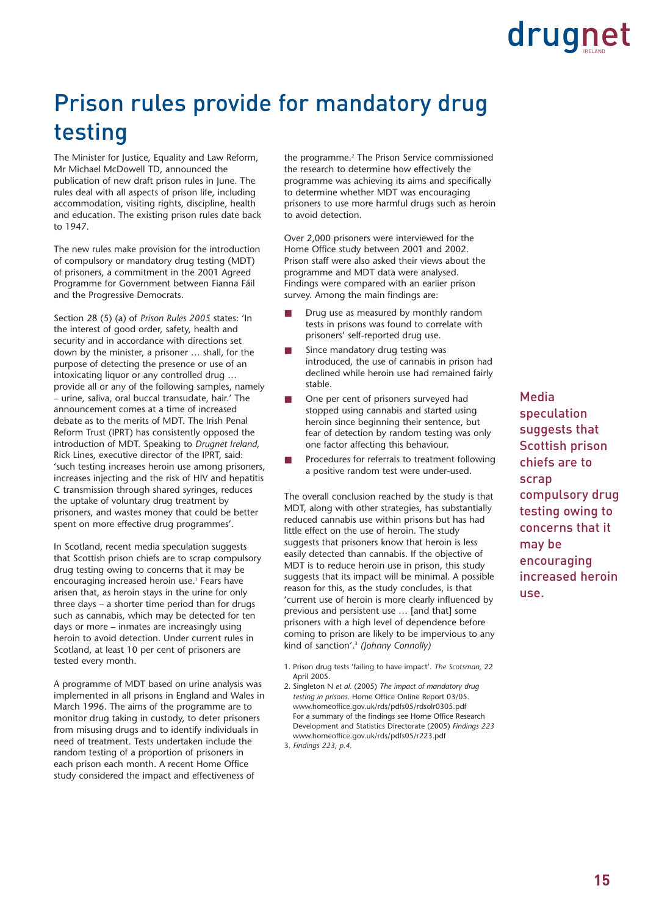# Prison rules provide for mandatory drug testing

The Minister for Justice, Equality and Law Reform, Mr Michael McDowell TD, announced the publication of new draft prison rules in June. The rules deal with all aspects of prison life, including accommodation, visiting rights, discipline, health and education. The existing prison rules date back to 1947.

The new rules make provision for the introduction of compulsory or mandatory drug testing (MDT) of prisoners, a commitment in the 2001 Agreed Programme for Government between Fianna Fáil and the Progressive Democrats.

Section 28 (5) (a) of *Prison Rules 2005* states: 'In the interest of good order, safety, health and security and in accordance with directions set down by the minister, a prisoner … shall, for the purpose of detecting the presence or use of an intoxicating liquor or any controlled drug … provide all or any of the following samples, namely – urine, saliva, oral buccal transudate, hair.' The announcement comes at a time of increased debate as to the merits of MDT. The Irish Penal Reform Trust (IPRT) has consistently opposed the introduction of MDT. Speaking to *Drugnet Ireland,* Rick Lines, executive director of the IPRT, said: 'such testing increases heroin use among prisoners, increases injecting and the risk of HIV and hepatitis C transmission through shared syringes, reduces the uptake of voluntary drug treatment by prisoners, and wastes money that could be better spent on more effective drug programmes'.

In Scotland, recent media speculation suggests that Scottish prison chiefs are to scrap compulsory drug testing owing to concerns that it may be encouraging increased heroin use.[1] Fears have arisen that, as heroin stays in the urine for only three days – a shorter time period than for drugs such as cannabis, which may be detected for ten days or more – inmates are increasingly using heroin to avoid detection. Under current rules in Scotland, at least 10 per cent of prisoners are tested every month.

A programme of MDT based on urine analysis was implemented in all prisons in England and Wales in March 1996. The aims of the programme are to monitor drug taking in custody, to deter prisoners from misusing drugs and to identify individuals in need of treatment. Tests undertaken include the random testing of a proportion of prisoners in each prison each month. A recent Home Office study considered the impact and effectiveness of the programme.[2] The Prison Service commissioned the research to determine how effectively the programme was achieving its aims and specifically to determine whether MDT was encouraging prisoners to use more harmful drugs such as heroin to avoid detection.

Over 2,000 prisoners were interviewed for the Home Office study between 2001 and 2002. Prison staff were also asked their views about the programme and MDT data were analysed. Findings were compared with an earlier prison survey. Among the main findings are:

- Drug use as measured by monthly random tests in prisons was found to correlate with prisoners' self-reported drug use.
- Since mandatory drug testing was introduced, the use of cannabis in prison had declined while heroin use had remained fairly stable.
- One per cent of prisoners surveyed had stopped using cannabis and started using heroin since beginning their sentence, but fear of detection by random testing was only one factor affecting this behaviour.
- Procedures for referrals to treatment following a positive random test were under-used.

The overall conclusion reached by the study is that MDT, along with other strategies, has substantially reduced cannabis use within prisons but has had little effect on the use of heroin. The study suggests that prisoners know that heroin is less easily detected than cannabis. If the objective of MDT is to reduce heroin use in prison, this study suggests that its impact will be minimal. A possible reason for this, as the study concludes, is that 'current use of heroin is more clearly influenced by previous and persistent use … [and that] some prisoners with a high level of dependence before coming to prison are likely to be impervious to any kind of sanction'.[3] *(Johnny Connolly)*

1. Prison drug tests 'failing to have impact'. *The Scotsman,* 22 April 2005.
2. Singleton N *et al.* (2005) *The impact of mandatory drug testing in prisons.* Home Office Online Report 03/05. www.homeoffice.gov.uk/rds/pdfs05/rdsolr0305.pdf For a summary of the findings see Home Office Research Development and Statistics Directorate (2005) *Findings 223* www.homeoffice.gov.uk/rds/pdfs05/r223.pdf
3. *Findings 223, p.4.*

Media speculation suggests that Scottish prison chiefs are to scrap compulsory drug testing owing to concerns that it may be encouraging increased heroin use.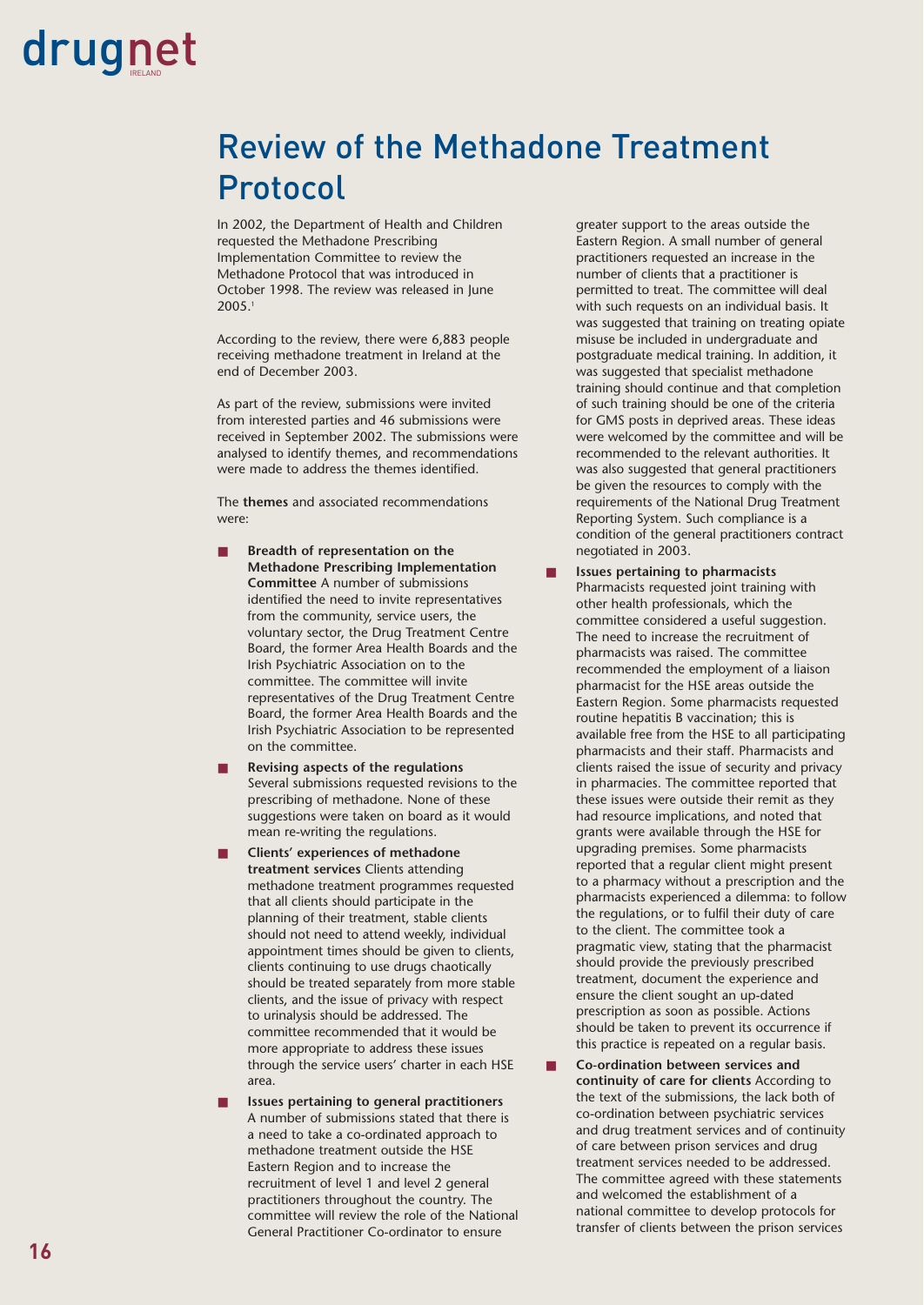# Review of the Methadone Treatment Protocol

In 2002, the Department of Health and Children requested the Methadone Prescribing Implementation Committee to review the Methadone Protocol that was introduced in October 1998. The review was released in June 2005.[1]

According to the review, there were 6,883 people receiving methadone treatment in Ireland at the end of December 2003.

As part of the review, submissions were invited from interested parties and 46 submissions were received in September 2002. The submissions were analysed to identify themes, and recommendations were made to address the themes identified.

The **themes** and associated recommendations were:

- **Breadth of representation on the Methadone Prescribing Implementation Committee** A number of submissions identified the need to invite representatives from the community, service users, the voluntary sector, the Drug Treatment Centre Board, the former Area Health Boards and the Irish Psychiatric Association on to the committee. The committee will invite representatives of the Drug Treatment Centre Board, the former Area Health Boards and the Irish Psychiatric Association to be represented on the committee.
- **Revising aspects of the regulations** Several submissions requested revisions to the prescribing of methadone. None of these suggestions were taken on board as it would mean re-writing the regulations.
- **Clients' experiences of methadone treatment services** Clients attending methadone treatment programmes requested that all clients should participate in the planning of their treatment, stable clients should not need to attend weekly, individual appointment times should be given to clients, clients continuing to use drugs chaotically should be treated separately from more stable clients, and the issue of privacy with respect to urinalysis should be addressed. The committee recommended that it would be more appropriate to address these issues through the service users' charter in each HSE area.
- **Issues pertaining to general practitioners** A number of submissions stated that there is a need to take a co-ordinated approach to methadone treatment outside the HSE Eastern Region and to increase the recruitment of level 1 and level 2 general practitioners throughout the country. The committee will review the role of the National General Practitioner Co-ordinator to ensure greater support to the areas outside the Eastern Region. A small number of general practitioners requested an increase in the number of clients that a practitioner is permitted to treat. The committee will deal with such requests on an individual basis. It was suggested that training on treating opiate misuse be included in undergraduate and postgraduate medical training. In addition, it was suggested that specialist methadone training should continue and that completion of such training should be one of the criteria for GMS posts in deprived areas. These ideas were welcomed by the committee and will be recommended to the relevant authorities. It was also suggested that general practitioners be given the resources to comply with the requirements of the National Drug Treatment Reporting System. Such compliance is a condition of the general practitioners contract negotiated in 2003.
- **Issues pertaining to pharmacists** Pharmacists requested joint training with other health professionals, which the committee considered a useful suggestion. The need to increase the recruitment of pharmacists was raised. The committee recommended the employment of a liaison pharmacist for the HSE areas outside the Eastern Region. Some pharmacists requested routine hepatitis B vaccination; this is available free from the HSE to all participating pharmacists and their staff. Pharmacists and clients raised the issue of security and privacy in pharmacies. The committee reported that these issues were outside their remit as they had resource implications, and noted that grants were available through the HSE for upgrading premises. Some pharmacists reported that a regular client might present to a pharmacy without a prescription and the pharmacists experienced a dilemma: to follow the regulations, or to fulfil their duty of care to the client. The committee took a pragmatic view, stating that the pharmacist should provide the previously prescribed treatment, document the experience and ensure the client sought an up-dated prescription as soon as possible. Actions should be taken to prevent its occurrence if this practice is repeated on a regular basis.
- **Co-ordination between services and continuity of care for clients** According to the text of the submissions, the lack both of co-ordination between psychiatric services and drug treatment services and of continuity of care between prison services and drug treatment services needed to be addressed. The committee agreed with these statements and welcomed the establishment of a national committee to develop protocols for transfer of clients between the prison services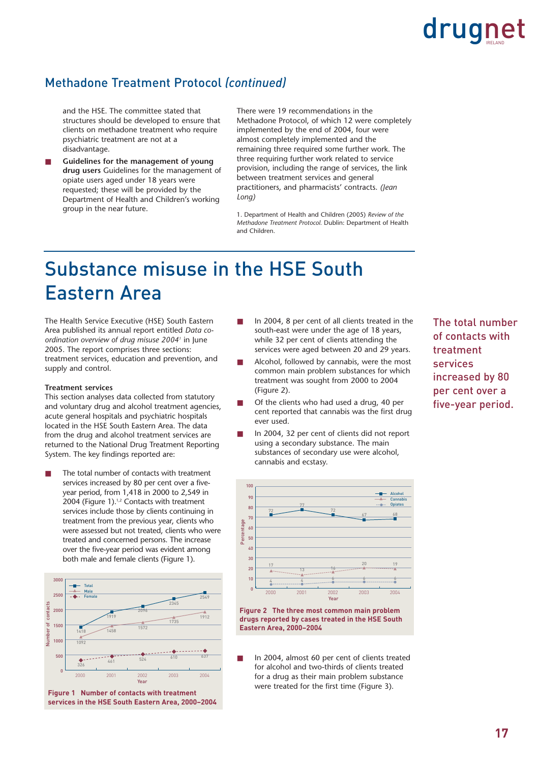## Methadone Treatment Protocol *(continued)*

and the HSE. The committee stated that structures should be developed to ensure that clients on methadone treatment who require psychiatric treatment are not at a disadvantage.

- **Guidelines for the management of young drug users** Guidelines for the management of opiate users aged under 18 years were requested; these will be provided by the Department of Health and Children's working group in the near future.

There were 19 recommendations in the Methadone Protocol, of which 12 were completely implemented by the end of 2004, four were almost completely implemented and the remaining three required some further work. The three requiring further work related to service provision, including the range of services, the link between treatment services and general practitioners, and pharmacists' contracts. *(Jean Long)*

1. Department of Health and Children (2005) *Review of the Methadone Treatment Protocol.* Dublin: Department of Health and Children.

# Substance misuse in the HSE South Eastern Area

The Health Service Executive (HSE) South Eastern Area published its annual report entitled *Data co-ordination overview of drug misuse 2004*[1] in June 2005. The report comprises three sections: treatment services, education and prevention, and supply and control.

**Treatment services**

This section analyses data collected from statutory and voluntary drug and alcohol treatment agencies, acute general hospitals and psychiatric hospitals located in the HSE South Eastern Area. The data from the drug and alcohol treatment services are returned to the National Drug Treatment Reporting System. The key findings reported are:

- The total number of contacts with treatment services increased by 80 per cent over a five-year period, from 1,418 in 2000 to 2,549 in 2004 (Figure 1).[1,2] Contacts with treatment services include those by clients continuing in treatment from the previous year, clients who were assessed but not treated, clients who were treated and concerned persons. The increase over the five-year period was evident among both male and female clients (Figure 1).

| Year | Total | Male | Female |
|---|---|---|---|
| 2000 | 1418 | 1092 | 326 |
| 2001 | 1919 | 1458 | 461 |
| 2002 | 2096 | 1572 | 524 |
| 2003 | 2345 | 1735 | 610 |
| 2004 | 2549 | 1912 | 637 |

**Figure 1 Number of contacts with treatment services in the HSE South Eastern Area, 2000–2004**

- In 2004, 8 per cent of all clients treated in the south-east were under the age of 18 years, while 32 per cent of clients attending the services were aged between 20 and 29 years.
- Alcohol, followed by cannabis, were the most common main problem substances for which treatment was sought from 2000 to 2004 (Figure 2).
- Of the clients who had used a drug, 40 per cent reported that cannabis was the first drug ever used.
- In 2004, 32 per cent of clients did not report using a secondary substance. The main substances of secondary use were alcohol, cannabis and ecstasy.

| Year | Alcohol (%) | Cannabis (%) | Opiates (%) |
|---|---|---|---|
| 2000 | 72 | 17 | 4 |
| 2001 | 77 | 13 | 4 |
| 2002 | 72 | 16 | 6 |
| 2003 | 67 | 20 | 6 |
| 2004 | 68 | 19 | 6 |

**Figure 2 The three most common main problem drugs reported by cases treated in the HSE South Eastern Area, 2000–2004**

- In 2004, almost 60 per cent of clients treated for alcohol and two-thirds of clients treated for a drug as their main problem substance were treated for the first time (Figure 3).

The total number of contacts with treatment services increased by 80 per cent over a five-year period.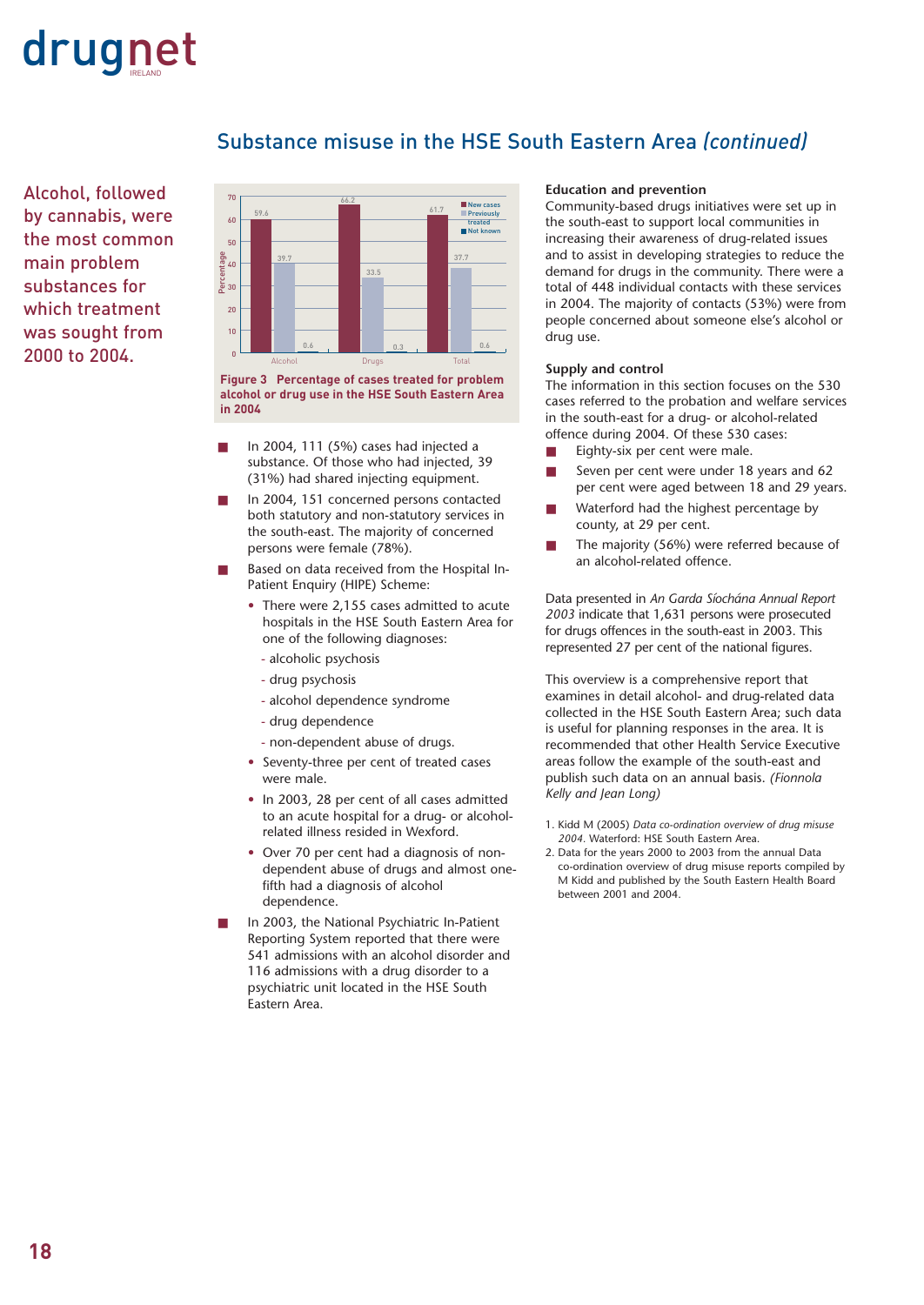## Substance misuse in the HSE South Eastern Area *(continued)*

Alcohol, followed by cannabis, were the most common main problem substances for which treatment was sought from 2000 to 2004.

| | New cases | Previously treated | Not known |
|---|---|---|---|
| Alcohol | 59.6 | 39.7 | 0.6 |
| Drugs | 66.2 | 33.5 | 0.3 |
| Total | 61.7 | 37.7 | 0.6 |

**Figure 3 Percentage of cases treated for problem alcohol or drug use in the HSE South Eastern Area in 2004**

- In 2004, 111 (5%) cases had injected a substance. Of those who had injected, 39 (31%) had shared injecting equipment.
- In 2004, 151 concerned persons contacted both statutory and non-statutory services in the south-east. The majority of concerned persons were female (78%).
- Based on data received from the Hospital In-Patient Enquiry (HIPE) Scheme:
  - There were 2,155 cases admitted to acute hospitals in the HSE South Eastern Area for one of the following diagnoses:
    - alcoholic psychosis
    - drug psychosis
    - alcohol dependence syndrome
    - drug dependence
    - non-dependent abuse of drugs.
  - Seventy-three per cent of treated cases were male.
  - In 2003, 28 per cent of all cases admitted to an acute hospital for a drug- or alcohol-related illness resided in Wexford.
  - Over 70 per cent had a diagnosis of non-dependent abuse of drugs and almost one-fifth had a diagnosis of alcohol dependence.
- In 2003, the National Psychiatric In-Patient Reporting System reported that there were 541 admissions with an alcohol disorder and 116 admissions with a drug disorder to a psychiatric unit located in the HSE South Eastern Area.

**Education and prevention**

Community-based drugs initiatives were set up in the south-east to support local communities in increasing their awareness of drug-related issues and to assist in developing strategies to reduce the demand for drugs in the community. There were a total of 448 individual contacts with these services in 2004. The majority of contacts (53%) were from people concerned about someone else's alcohol or drug use.

**Supply and control**

The information in this section focuses on the 530 cases referred to the probation and welfare services in the south-east for a drug- or alcohol-related offence during 2004. Of these 530 cases:

- Eighty-six per cent were male.
- Seven per cent were under 18 years and 62 per cent were aged between 18 and 29 years.
- Waterford had the highest percentage by county, at 29 per cent.
- The majority (56%) were referred because of an alcohol-related offence.

Data presented in *An Garda Síochána Annual Report 2003* indicate that 1,631 persons were prosecuted for drugs offences in the south-east in 2003. This represented 27 per cent of the national figures.

This overview is a comprehensive report that examines in detail alcohol- and drug-related data collected in the HSE South Eastern Area; such data is useful for planning responses in the area. It is recommended that other Health Service Executive areas follow the example of the south-east and publish such data on an annual basis. *(Fionnola Kelly and Jean Long)*

1. Kidd M (2005) *Data co-ordination overview of drug misuse 2004*. Waterford: HSE South Eastern Area.
2. Data for the years 2000 to 2003 from the annual Data co-ordination overview of drug misuse reports compiled by M Kidd and published by the South Eastern Health Board between 2001 and 2004.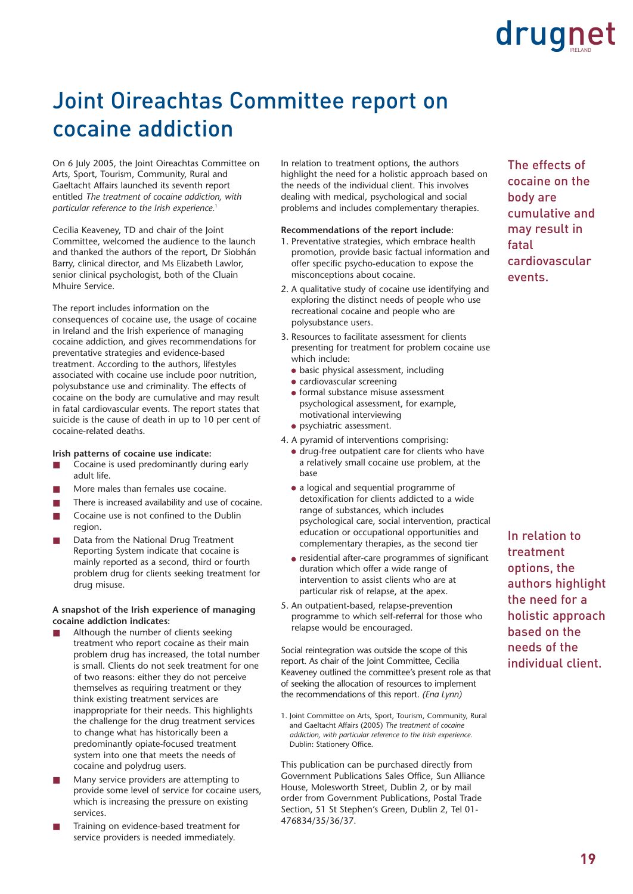# Joint Oireachtas Committee report on cocaine addiction

On 6 July 2005, the Joint Oireachtas Committee on Arts, Sport, Tourism, Community, Rural and Gaeltacht Affairs launched its seventh report entitled *The treatment of cocaine addiction, with particular reference to the Irish experience.*[1]

Cecilia Keaveney, TD and chair of the Joint Committee, welcomed the audience to the launch and thanked the authors of the report, Dr Siobhán Barry, clinical director, and Ms Elizabeth Lawlor, senior clinical psychologist, both of the Cluain Mhuire Service.

The report includes information on the consequences of cocaine use, the usage of cocaine in Ireland and the Irish experience of managing cocaine addiction, and gives recommendations for preventative strategies and evidence-based treatment. According to the authors, lifestyles associated with cocaine use include poor nutrition, polysubstance use and criminality. The effects of cocaine on the body are cumulative and may result in fatal cardiovascular events. The report states that suicide is the cause of death in up to 10 per cent of cocaine-related deaths.

**Irish patterns of cocaine use indicate:**

- Cocaine is used predominantly during early adult life.
- More males than females use cocaine.
- There is increased availability and use of cocaine.
- Cocaine use is not confined to the Dublin region.
- Data from the National Drug Treatment Reporting System indicate that cocaine is mainly reported as a second, third or fourth problem drug for clients seeking treatment for drug misuse.

**A snapshot of the Irish experience of managing cocaine addiction indicates:**

- Although the number of clients seeking treatment who report cocaine as their main problem drug has increased, the total number is small. Clients do not seek treatment for one of two reasons: either they do not perceive themselves as requiring treatment or they think existing treatment services are inappropriate for their needs. This highlights the challenge for the drug treatment services to change what has historically been a predominantly opiate-focused treatment system into one that meets the needs of cocaine and polydrug users.
- Many service providers are attempting to provide some level of service for cocaine users, which is increasing the pressure on existing services.
- Training on evidence-based treatment for service providers is needed immediately.

In relation to treatment options, the authors highlight the need for a holistic approach based on the needs of the individual client. This involves dealing with medical, psychological and social problems and includes complementary therapies.

**Recommendations of the report include:**

1. Preventative strategies, which embrace health promotion, provide basic factual information and offer specific psycho-education to expose the misconceptions about cocaine.
2. A qualitative study of cocaine use identifying and exploring the distinct needs of people who use recreational cocaine and people who are polysubstance users.
3. Resources to facilitate assessment for clients presenting for treatment for problem cocaine use which include:
   - basic physical assessment, including
   - cardiovascular screening
   - formal substance misuse assessment psychological assessment, for example, motivational interviewing
   - psychiatric assessment.
4. A pyramid of interventions comprising:
   - drug-free outpatient care for clients who have a relatively small cocaine use problem, at the base
   - a logical and sequential programme of detoxification for clients addicted to a wide range of substances, which includes psychological care, social intervention, practical education or occupational opportunities and complementary therapies, as the second tier
   - residential after-care programmes of significant duration which offer a wide range of intervention to assist clients who are at particular risk of relapse, at the apex.
5. An outpatient-based, relapse-prevention programme to which self-referral for those who relapse would be encouraged.

Social reintegration was outside the scope of this report. As chair of the Joint Committee, Cecilia Keaveney outlined the committee's present role as that of seeking the allocation of resources to implement the recommendations of this report. *(Ena Lynn)*

1. Joint Committee on Arts, Sport, Tourism, Community, Rural and Gaeltacht Affairs (2005) *The treatment of cocaine addiction, with particular reference to the Irish experience.* Dublin: Stationery Office.

This publication can be purchased directly from Government Publications Sales Office, Sun Alliance House, Molesworth Street, Dublin 2, or by mail order from Government Publications, Postal Trade Section, 51 St Stephen's Green, Dublin 2, Tel 01-476834/35/36/37.

The effects of cocaine on the body are cumulative and may result in fatal cardiovascular events.

In relation to treatment options, the authors highlight the need for a holistic approach based on the needs of the individual client.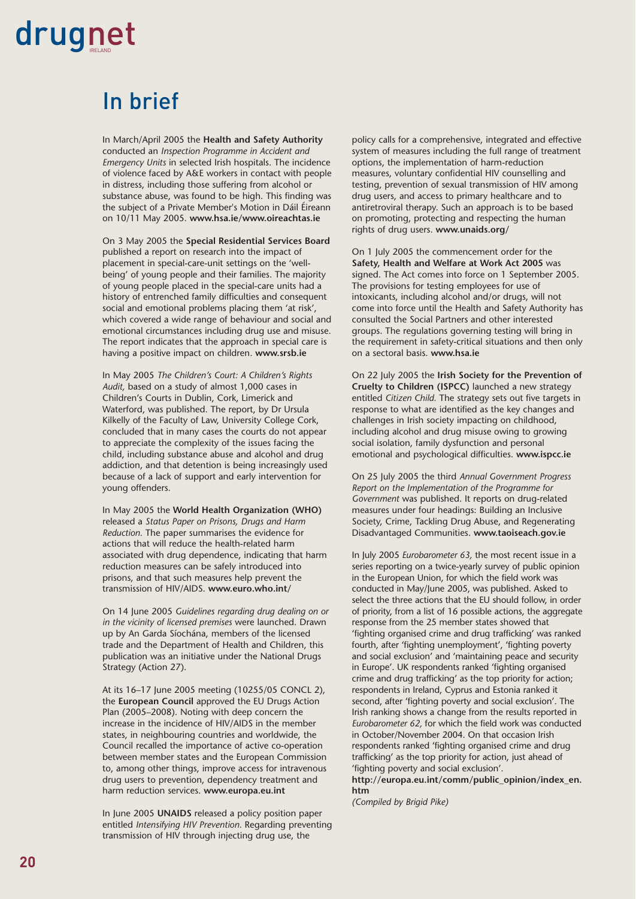# In brief

In March/April 2005 the **Health and Safety Authority** conducted an *Inspection Programme in Accident and Emergency Units* in selected Irish hospitals. The incidence of violence faced by A&E workers in contact with people in distress, including those suffering from alcohol or substance abuse, was found to be high. This finding was the subject of a Private Member's Motion in Dáil Éireann on 10/11 May 2005. **www.hsa.ie/www.oireachtas.ie**

On 3 May 2005 the **Special Residential Services Board** published a report on research into the impact of placement in special-care-unit settings on the 'well-being' of young people and their families. The majority of young people placed in the special-care units had a history of entrenched family difficulties and consequent social and emotional problems placing them 'at risk', which covered a wide range of behaviour and social and emotional circumstances including drug use and misuse. The report indicates that the approach in special care is having a positive impact on children. **www.srsb.ie**

In May 2005 *The Children's Court: A Children's Rights Audit,* based on a study of almost 1,000 cases in Children's Courts in Dublin, Cork, Limerick and Waterford, was published. The report, by Dr Ursula Kilkelly of the Faculty of Law, University College Cork, concluded that in many cases the courts do not appear to appreciate the complexity of the issues facing the child, including substance abuse and alcohol and drug addiction, and that detention is being increasingly used because of a lack of support and early intervention for young offenders.

In May 2005 the **World Health Organization (WHO)** released a *Status Paper on Prisons, Drugs and Harm Reduction.* The paper summarises the evidence for actions that will reduce the health-related harm associated with drug dependence, indicating that harm reduction measures can be safely introduced into prisons, and that such measures help prevent the transmission of HIV/AIDS. **www.euro.who.int/**

On 14 June 2005 *Guidelines regarding drug dealing on or in the vicinity of licensed premises* were launched. Drawn up by An Garda Síochána, members of the licensed trade and the Department of Health and Children, this publication was an initiative under the National Drugs Strategy (Action 27).

At its 16–17 June 2005 meeting (10255/05 CONCL 2), the **European Council** approved the EU Drugs Action Plan (2005–2008). Noting with deep concern the increase in the incidence of HIV/AIDS in the member states, in neighbouring countries and worldwide, the Council recalled the importance of active co-operation between member states and the European Commission to, among other things, improve access for intravenous drug users to prevention, dependency treatment and harm reduction services. **www.europa.eu.int**

In June 2005 **UNAIDS** released a policy position paper entitled *Intensifying HIV Prevention.* Regarding preventing transmission of HIV through injecting drug use, the policy calls for a comprehensive, integrated and effective system of measures including the full range of treatment options, the implementation of harm-reduction measures, voluntary confidential HIV counselling and testing, prevention of sexual transmission of HIV among drug users, and access to primary healthcare and to antiretroviral therapy. Such an approach is to be based on promoting, protecting and respecting the human rights of drug users. **www.unaids.org/**

On 1 July 2005 the commencement order for the **Safety, Health and Welfare at Work Act 2005** was signed. The Act comes into force on 1 September 2005. The provisions for testing employees for use of intoxicants, including alcohol and/or drugs, will not come into force until the Health and Safety Authority has consulted the Social Partners and other interested groups. The regulations governing testing will bring in the requirement in safety-critical situations and then only on a sectoral basis. **www.hsa.ie**

On 22 July 2005 the **Irish Society for the Prevention of Cruelty to Children (ISPCC)** launched a new strategy entitled *Citizen Child.* The strategy sets out five targets in response to what are identified as the key changes and challenges in Irish society impacting on childhood, including alcohol and drug misuse owing to growing social isolation, family dysfunction and personal emotional and psychological difficulties. **www.ispcc.ie**

On 25 July 2005 the third *Annual Government Progress Report on the Implementation of the Programme for Government* was published. It reports on drug-related measures under four headings: Building an Inclusive Society, Crime, Tackling Drug Abuse, and Regenerating Disadvantaged Communities. **www.taoiseach.gov.ie**

In July 2005 *Eurobarometer 63,* the most recent issue in a series reporting on a twice-yearly survey of public opinion in the European Union, for which the field work was conducted in May/June 2005, was published. Asked to select the three actions that the EU should follow, in order of priority, from a list of 16 possible actions, the aggregate response from the 25 member states showed that 'fighting organised crime and drug trafficking' was ranked fourth, after 'fighting unemployment', 'fighting poverty and social exclusion' and 'maintaining peace and security in Europe'. UK respondents ranked 'fighting organised crime and drug trafficking' as the top priority for action; respondents in Ireland, Cyprus and Estonia ranked it second, after 'fighting poverty and social exclusion'. The Irish ranking shows a change from the results reported in *Eurobarometer 62,* for which the field work was conducted in October/November 2004. On that occasion Irish respondents ranked 'fighting organised crime and drug trafficking' as the top priority for action, just ahead of 'fighting poverty and social exclusion'.
**http://europa.eu.int/comm/public_opinion/index_en.htm**

*(Compiled by Brigid Pike)*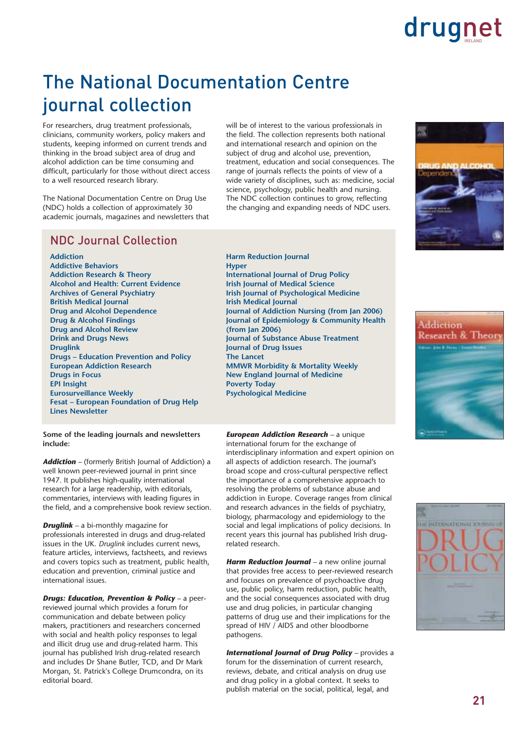# The National Documentation Centre journal collection

For researchers, drug treatment professionals, clinicians, community workers, policy makers and students, keeping informed on current trends and thinking in the broad subject area of drug and alcohol addiction can be time consuming and difficult, particularly for those without direct access to a well resourced research library.

The National Documentation Centre on Drug Use (NDC) holds a collection of approximately 30 academic journals, magazines and newsletters that will be of interest to the various professionals in the field. The collection represents both national and international research and opinion on the subject of drug and alcohol use, prevention, treatment, education and social consequences. The range of journals reflects the points of view of a wide variety of disciplines, such as: medicine, social science, psychology, public health and nursing. The NDC collection continues to grow, reflecting the changing and expanding needs of NDC users.

## NDC Journal Collection

- Addiction
- Addictive Behaviors
- Addiction Research & Theory
- Alcohol and Health: Current Evidence
- Archives of General Psychiatry
- British Medical Journal
- Drug and Alcohol Dependence
- Drug & Alcohol Findings
- Drug and Alcohol Review
- Drink and Drugs News
- Druglink
- Drugs – Education Prevention and Policy
- European Addiction Research
- Drugs in Focus
- EPI Insight
- Eurosurveillance Weekly
- Fesat – European Foundation of Drug Help Lines Newsletter
- Harm Reduction Journal
- Hyper
- International Journal of Drug Policy
- Irish Journal of Medical Science
- Irish Journal of Psychological Medicine
- Irish Medical Journal
- Journal of Addiction Nursing (from Jan 2006)
- Journal of Epidemiology & Community Health (from Jan 2006)
- Journal of Substance Abuse Treatment
- Journal of Drug Issues
- The Lancet
- MMWR Morbidity & Mortality Weekly
- New England Journal of Medicine
- Poverty Today
- Psychological Medicine

**Some of the leading journals and newsletters include:**

***Addiction*** – (formerly British Journal of Addiction) a well known peer-reviewed journal in print since 1947. It publishes high-quality international research for a large readership, with editorials, commentaries, interviews with leading figures in the field, and a comprehensive book review section.

***Druglink*** – a bi-monthly magazine for professionals interested in drugs and drug-related issues in the UK. *Druglink* includes current news, feature articles, interviews, factsheets, and reviews and covers topics such as treatment, public health, education and prevention, criminal justice and international issues.

***Drugs: Education, Prevention & Policy*** – a peer-reviewed journal which provides a forum for communication and debate between policy makers, practitioners and researchers concerned with social and health policy responses to legal and illicit drug use and drug-related harm. This journal has published Irish drug-related research and includes Dr Shane Butler, TCD, and Dr Mark Morgan, St. Patrick's College Drumcondra, on its editorial board.

***European Addiction Research*** – a unique international forum for the exchange of interdisciplinary information and expert opinion on all aspects of addiction research. The journal's broad scope and cross-cultural perspective reflect the importance of a comprehensive approach to resolving the problems of substance abuse and addiction in Europe. Coverage ranges from clinical and research advances in the fields of psychiatry, biology, pharmacology and epidemiology to the social and legal implications of policy decisions. In recent years this journal has published Irish drug-related research.

***Harm Reduction Journal*** – a new online journal that provides free access to peer-reviewed research and focuses on prevalence of psychoactive drug use, public policy, harm reduction, public health, and the social consequences associated with drug use and drug policies, in particular changing patterns of drug use and their implications for the spread of HIV / AIDS and other bloodborne pathogens.

***International Journal of Drug Policy*** – provides a forum for the dissemination of current research, reviews, debate, and critical analysis on drug use and drug policy in a global context. It seeks to publish material on the social, political, legal, and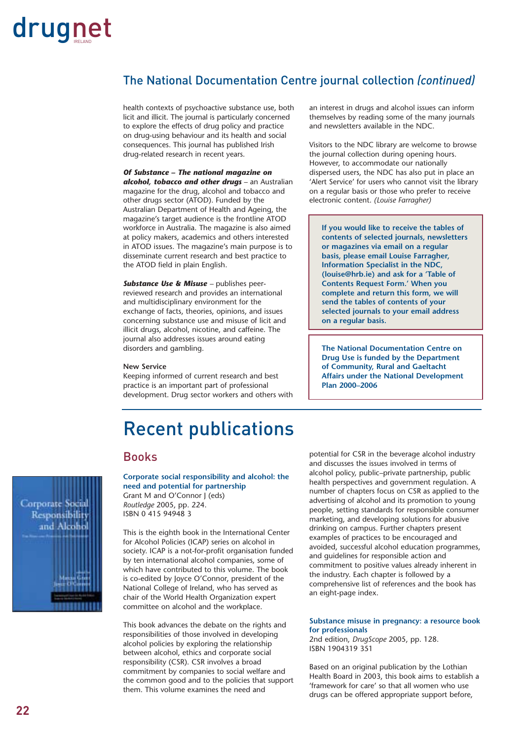## The National Documentation Centre journal collection *(continued)*

health contexts of psychoactive substance use, both licit and illicit. The journal is particularly concerned to explore the effects of drug policy and practice on drug-using behaviour and its health and social consequences. This journal has published Irish drug-related research in recent years.

***Of Substance – The national magazine on alcohol, tobacco and other drugs*** – an Australian magazine for the drug, alcohol and tobacco and other drugs sector (ATOD). Funded by the Australian Department of Health and Ageing, the magazine's target audience is the frontline ATOD workforce in Australia. The magazine is also aimed at policy makers, academics and others interested in ATOD issues. The magazine's main purpose is to disseminate current research and best practice to the ATOD field in plain English.

***Substance Use & Misuse*** – publishes peer-reviewed research and provides an international and multidisciplinary environment for the exchange of facts, theories, opinions, and issues concerning substance use and misuse of licit and illicit drugs, alcohol, nicotine, and caffeine. The journal also addresses issues around eating disorders and gambling.

**New Service**

Keeping informed of current research and best practice is an important part of professional development. Drug sector workers and others with an interest in drugs and alcohol issues can inform themselves by reading some of the many journals and newsletters available in the NDC.

Visitors to the NDC library are welcome to browse the journal collection during opening hours. However, to accommodate our nationally dispersed users, the NDC has also put in place an 'Alert Service' for users who cannot visit the library on a regular basis or those who prefer to receive electronic content. *(Louise Farragher)*

**If you would like to receive the tables of contents of selected journals, newsletters or magazines via email on a regular basis, please email Louise Farragher, Information Specialist in the NDC, (louise@hrb.ie) and ask for a 'Table of Contents Request Form.' When you complete and return this form, we will send the tables of contents of your selected journals to your email address on a regular basis.**

**The National Documentation Centre on Drug Use is funded by the Department of Community, Rural and Gaeltacht Affairs under the National Development Plan 2000–2006**

# Recent publications

## Books

**Corporate social responsibility and alcohol: the need and potential for partnership**
Grant M and O'Connor J (eds)
*Routledge* 2005, pp. 224.
ISBN 0 415 94948 3

This is the eighth book in the International Center for Alcohol Policies (ICAP) series on alcohol in society. ICAP is a not-for-profit organisation funded by ten international alcohol companies, some of which have contributed to this volume. The book is co-edited by Joyce O'Connor, president of the National College of Ireland, who has served as chair of the World Health Organization expert committee on alcohol and the workplace.

This book advances the debate on the rights and responsibilities of those involved in developing alcohol policies by exploring the relationship between alcohol, ethics and corporate social responsibility (CSR). CSR involves a broad commitment by companies to social welfare and the common good and to the policies that support them. This volume examines the need and potential for CSR in the beverage alcohol industry and discusses the issues involved in terms of alcohol policy, public–private partnership, public health perspectives and government regulation. A number of chapters focus on CSR as applied to the advertising of alcohol and its promotion to young people, setting standards for responsible consumer marketing, and developing solutions for abusive drinking on campus. Further chapters present examples of practices to be encouraged and avoided, successful alcohol education programmes, and guidelines for responsible action and commitment to positive values already inherent in the industry. Each chapter is followed by a comprehensive list of references and the book has an eight-page index.

**Substance misuse in pregnancy: a resource book for professionals**
2nd edition, *DrugScope* 2005, pp. 128.
ISBN 1904319 351

Based on an original publication by the Lothian Health Board in 2003, this book aims to establish a 'framework for care' so that all women who use drugs can be offered appropriate support before,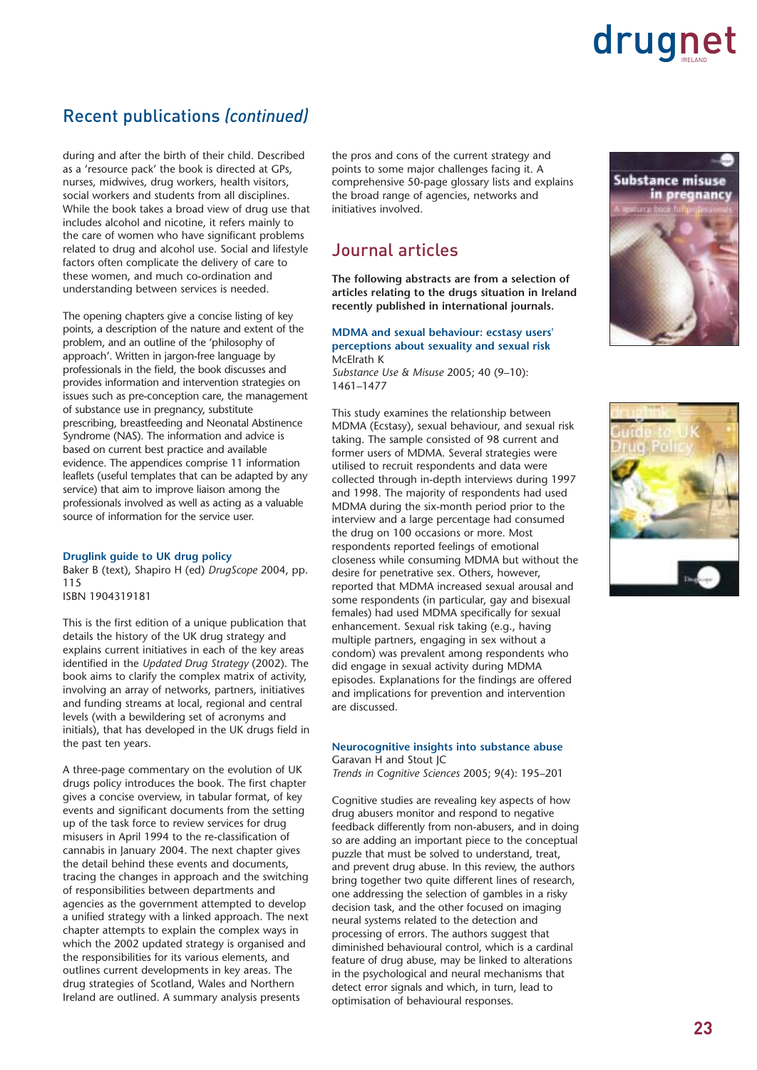## Recent publications *(continued)*

during and after the birth of their child. Described as a 'resource pack' the book is directed at GPs, nurses, midwives, drug workers, health visitors, social workers and students from all disciplines. While the book takes a broad view of drug use that includes alcohol and nicotine, it refers mainly to the care of women who have significant problems related to drug and alcohol use. Social and lifestyle factors often complicate the delivery of care to these women, and much co-ordination and understanding between services is needed.

The opening chapters give a concise listing of key points, a description of the nature and extent of the problem, and an outline of the 'philosophy of approach'. Written in jargon-free language by professionals in the field, the book discusses and provides information and intervention strategies on issues such as pre-conception care, the management of substance use in pregnancy, substitute prescribing, breastfeeding and Neonatal Abstinence Syndrome (NAS). The information and advice is based on current best practice and available evidence. The appendices comprise 11 information leaflets (useful templates that can be adapted by any service) that aim to improve liaison among the professionals involved as well as acting as a valuable source of information for the service user.

**Druglink guide to UK drug policy**
Baker B (text), Shapiro H (ed) *DrugScope* 2004, pp. 115
ISBN 1904319181

This is the first edition of a unique publication that details the history of the UK drug strategy and explains current initiatives in each of the key areas identified in the *Updated Drug Strategy* (2002). The book aims to clarify the complex matrix of activity, involving an array of networks, partners, initiatives and funding streams at local, regional and central levels (with a bewildering set of acronyms and initials), that has developed in the UK drugs field in the past ten years.

A three-page commentary on the evolution of UK drugs policy introduces the book. The first chapter gives a concise overview, in tabular format, of key events and significant documents from the setting up of the task force to review services for drug misusers in April 1994 to the re-classification of cannabis in January 2004. The next chapter gives the detail behind these events and documents, tracing the changes in approach and the switching of responsibilities between departments and agencies as the government attempted to develop a unified strategy with a linked approach. The next chapter attempts to explain the complex ways in which the 2002 updated strategy is organised and the responsibilities for its various elements, and outlines current developments in key areas. The drug strategies of Scotland, Wales and Northern Ireland are outlined. A summary analysis presents the pros and cons of the current strategy and points to some major challenges facing it. A comprehensive 50-page glossary lists and explains the broad range of agencies, networks and initiatives involved.

## Journal articles

**The following abstracts are from a selection of articles relating to the drugs situation in Ireland recently published in international journals.**

**MDMA and sexual behaviour: ecstasy users' perceptions about sexuality and sexual risk**
McElrath K
*Substance Use & Misuse* 2005; 40 (9–10): 1461–1477

This study examines the relationship between MDMA (Ecstasy), sexual behaviour, and sexual risk taking. The sample consisted of 98 current and former users of MDMA. Several strategies were utilised to recruit respondents and data were collected through in-depth interviews during 1997 and 1998. The majority of respondents had used MDMA during the six-month period prior to the interview and a large percentage had consumed the drug on 100 occasions or more. Most respondents reported feelings of emotional closeness while consuming MDMA but without the desire for penetrative sex. Others, however, reported that MDMA increased sexual arousal and some respondents (in particular, gay and bisexual females) had used MDMA specifically for sexual enhancement. Sexual risk taking (e.g., having multiple partners, engaging in sex without a condom) was prevalent among respondents who did engage in sexual activity during MDMA episodes. Explanations for the findings are offered and implications for prevention and intervention are discussed.

**Neurocognitive insights into substance abuse**
Garavan H and Stout JC
*Trends in Cognitive Sciences* 2005; 9(4): 195–201

Cognitive studies are revealing key aspects of how drug abusers monitor and respond to negative feedback differently from non-abusers, and in doing so are adding an important piece to the conceptual puzzle that must be solved to understand, treat, and prevent drug abuse. In this review, the authors bring together two quite different lines of research, one addressing the selection of gambles in a risky decision task, and the other focused on imaging neural systems related to the detection and processing of errors. The authors suggest that diminished behavioural control, which is a cardinal feature of drug abuse, may be linked to alterations in the psychological and neural mechanisms that detect error signals and which, in turn, lead to optimisation of behavioural responses.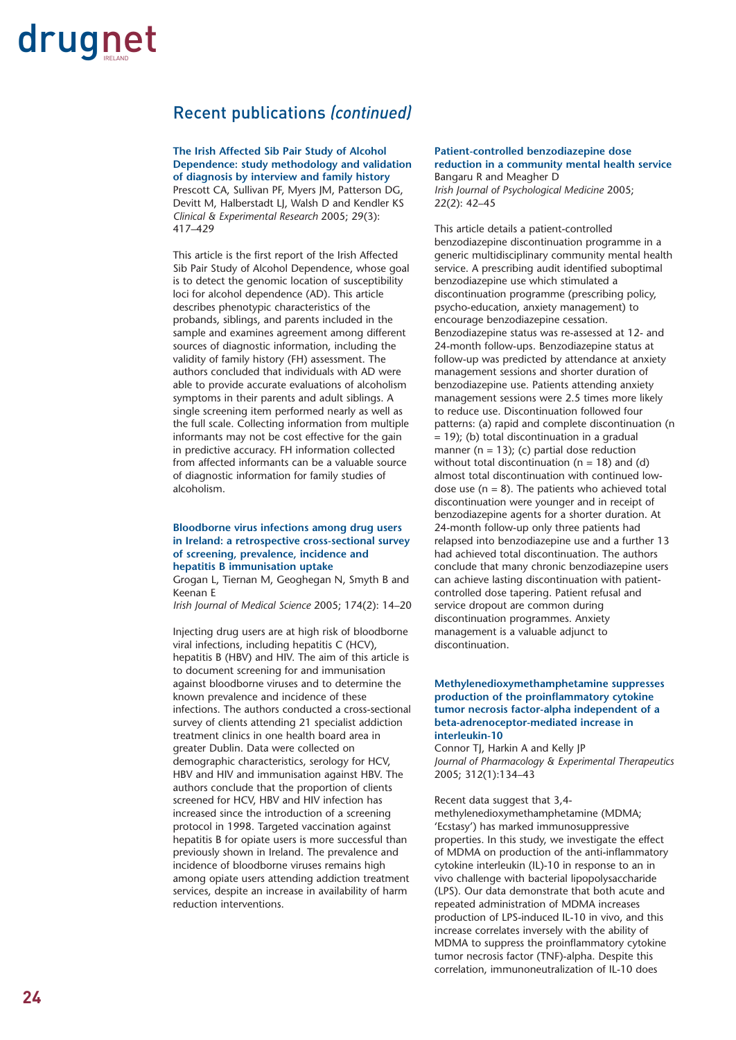## Recent publications *(continued)*

**The Irish Affected Sib Pair Study of Alcohol Dependence: study methodology and validation of diagnosis by interview and family history**
Prescott CA, Sullivan PF, Myers JM, Patterson DG, Devitt M, Halberstadt LJ, Walsh D and Kendler KS
*Clinical & Experimental Research* 2005; 29(3): 417–429

This article is the first report of the Irish Affected Sib Pair Study of Alcohol Dependence, whose goal is to detect the genomic location of susceptibility loci for alcohol dependence (AD). This article describes phenotypic characteristics of the probands, siblings, and parents included in the sample and examines agreement among different sources of diagnostic information, including the validity of family history (FH) assessment. The authors concluded that individuals with AD were able to provide accurate evaluations of alcoholism symptoms in their parents and adult siblings. A single screening item performed nearly as well as the full scale. Collecting information from multiple informants may not be cost effective for the gain in predictive accuracy. FH information collected from affected informants can be a valuable source of diagnostic information for family studies of alcoholism.

**Bloodborne virus infections among drug users in Ireland: a retrospective cross-sectional survey of screening, prevalence, incidence and hepatitis B immunisation uptake**
Grogan L, Tiernan M, Geoghegan N, Smyth B and Keenan E
*Irish Journal of Medical Science* 2005; 174(2): 14–20

Injecting drug users are at high risk of bloodborne viral infections, including hepatitis C (HCV), hepatitis B (HBV) and HIV. The aim of this article is to document screening for and immunisation against bloodborne viruses and to determine the known prevalence and incidence of these infections. The authors conducted a cross-sectional survey of clients attending 21 specialist addiction treatment clinics in one health board area in greater Dublin. Data were collected on demographic characteristics, serology for HCV, HBV and HIV and immunisation against HBV. The authors conclude that the proportion of clients screened for HCV, HBV and HIV infection has increased since the introduction of a screening protocol in 1998. Targeted vaccination against hepatitis B for opiate users is more successful than previously shown in Ireland. The prevalence and incidence of bloodborne viruses remains high among opiate users attending addiction treatment services, despite an increase in availability of harm reduction interventions.

**Patient-controlled benzodiazepine dose reduction in a community mental health service**
Bangaru R and Meagher D
*Irish Journal of Psychological Medicine* 2005; 22(2): 42–45

This article details a patient-controlled benzodiazepine discontinuation programme in a generic multidisciplinary community mental health service. A prescribing audit identified suboptimal benzodiazepine use which stimulated a discontinuation programme (prescribing policy, psycho-education, anxiety management) to encourage benzodiazepine cessation. Benzodiazepine status was re-assessed at 12- and 24-month follow-ups. Benzodiazepine status at follow-up was predicted by attendance at anxiety management sessions and shorter duration of benzodiazepine use. Patients attending anxiety management sessions were 2.5 times more likely to reduce use. Discontinuation followed four patterns: (a) rapid and complete discontinuation (n = 19); (b) total discontinuation in a gradual manner (n = 13); (c) partial dose reduction without total discontinuation (n = 18) and (d) almost total discontinuation with continued low-dose use (n = 8). The patients who achieved total discontinuation were younger and in receipt of benzodiazepine agents for a shorter duration. At 24-month follow-up only three patients had relapsed into benzodiazepine use and a further 13 had achieved total discontinuation. The authors conclude that many chronic benzodiazepine users can achieve lasting discontinuation with patient-controlled dose tapering. Patient refusal and service dropout are common during discontinuation programmes. Anxiety management is a valuable adjunct to discontinuation.

**Methylenedioxymethamphetamine suppresses production of the proinflammatory cytokine tumor necrosis factor-alpha independent of a beta-adrenoceptor-mediated increase in interleukin-10**
Connor TJ, Harkin A and Kelly JP
*Journal of Pharmacology & Experimental Therapeutics* 2005; 312(1):134–43

Recent data suggest that 3,4-methylenedioxymethamphetamine (MDMA; 'Ecstasy') has marked immunosuppressive properties. In this study, we investigate the effect of MDMA on production of the anti-inflammatory cytokine interleukin (IL)-10 in response to an in vivo challenge with bacterial lipopolysaccharide (LPS). Our data demonstrate that both acute and repeated administration of MDMA increases production of LPS-induced IL-10 in vivo, and this increase correlates inversely with the ability of MDMA to suppress the proinflammatory cytokine tumor necrosis factor (TNF)-alpha. Despite this correlation, immunoneutralization of IL-10 does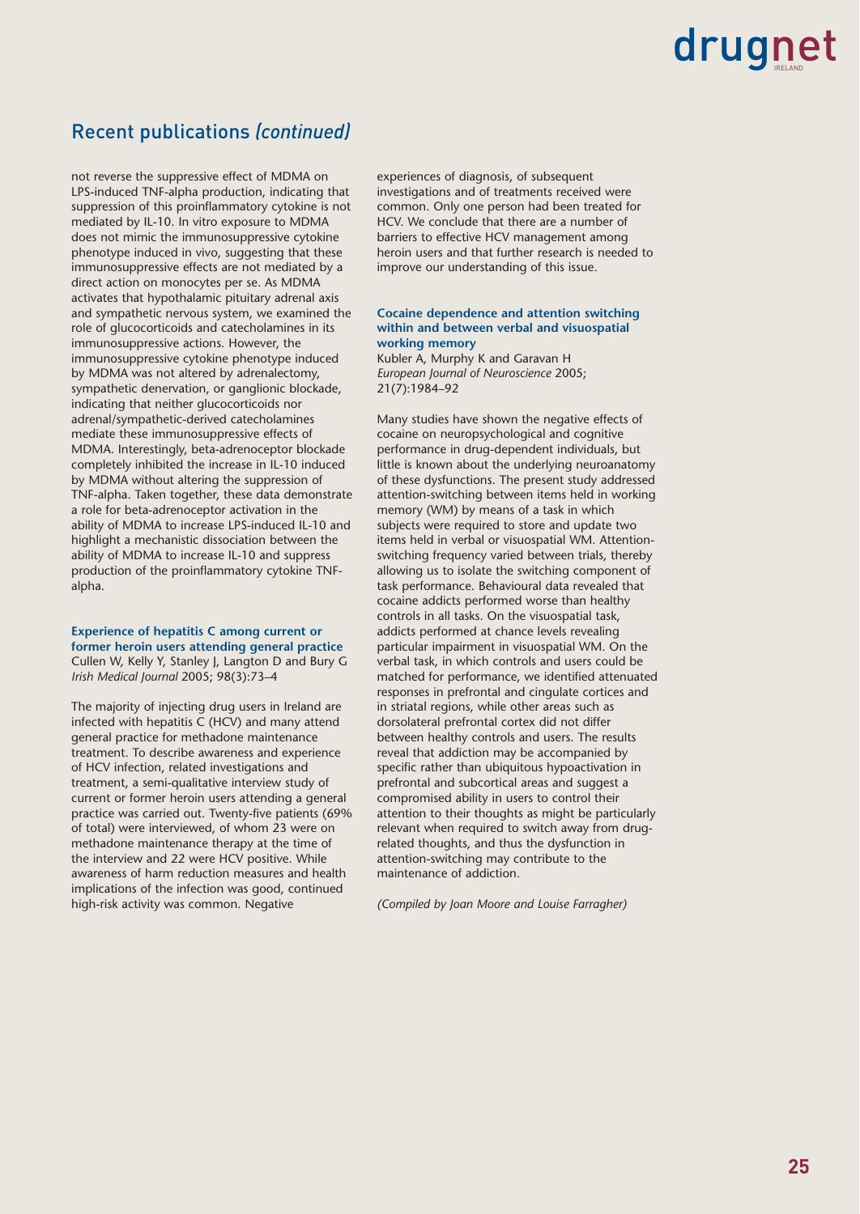## Recent publications *(continued)*

not reverse the suppressive effect of MDMA on LPS-induced TNF-alpha production, indicating that suppression of this proinflammatory cytokine is not mediated by IL-10. In vitro exposure to MDMA does not mimic the immunosuppressive cytokine phenotype induced in vivo, suggesting that these immunosuppressive effects are not mediated by a direct action on monocytes per se. As MDMA activates that hypothalamic pituitary adrenal axis and sympathetic nervous system, we examined the role of glucocorticoids and catecholamines in its immunosuppressive actions. However, the immunosuppressive cytokine phenotype induced by MDMA was not altered by adrenalectomy, sympathetic denervation, or ganglionic blockade, indicating that neither glucocorticoids nor adrenal/sympathetic-derived catecholamines mediate these immunosuppressive effects of MDMA. Interestingly, beta-adrenoceptor blockade completely inhibited the increase in IL-10 induced by MDMA without altering the suppression of TNF-alpha. Taken together, these data demonstrate a role for beta-adrenoceptor activation in the ability of MDMA to increase LPS-induced IL-10 and highlight a mechanistic dissociation between the ability of MDMA to increase IL-10 and suppress production of the proinflammatory cytokine TNF-alpha.

**Experience of hepatitis C among current or former heroin users attending general practice**
Cullen W, Kelly Y, Stanley J, Langton D and Bury G
*Irish Medical Journal* 2005; 98(3):73–4

The majority of injecting drug users in Ireland are infected with hepatitis C (HCV) and many attend general practice for methadone maintenance treatment. To describe awareness and experience of HCV infection, related investigations and treatment, a semi-qualitative interview study of current or former heroin users attending a general practice was carried out. Twenty-five patients (69% of total) were interviewed, of whom 23 were on methadone maintenance therapy at the time of the interview and 22 were HCV positive. While awareness of harm reduction measures and health implications of the infection was good, continued high-risk activity was common. Negative experiences of diagnosis, of subsequent investigations and of treatments received were common. Only one person had been treated for HCV. We conclude that there are a number of barriers to effective HCV management among heroin users and that further research is needed to improve our understanding of this issue.

**Cocaine dependence and attention switching within and between verbal and visuospatial working memory**
Kubler A, Murphy K and Garavan H
*European Journal of Neuroscience* 2005; 21(7):1984–92

Many studies have shown the negative effects of cocaine on neuropsychological and cognitive performance in drug-dependent individuals, but little is known about the underlying neuroanatomy of these dysfunctions. The present study addressed attention-switching between items held in working memory (WM) by means of a task in which subjects were required to store and update two items held in verbal or visuospatial WM. Attention-switching frequency varied between trials, thereby allowing us to isolate the switching component of task performance. Behavioural data revealed that cocaine addicts performed worse than healthy controls in all tasks. On the visuospatial task, addicts performed at chance levels revealing particular impairment in visuospatial WM. On the verbal task, in which controls and users could be matched for performance, we identified attenuated responses in prefrontal and cingulate cortices and in striatal regions, while other areas such as dorsolateral prefrontal cortex did not differ between healthy controls and users. The results reveal that addiction may be accompanied by specific rather than ubiquitous hypoactivation in prefrontal and subcortical areas and suggest a compromised ability in users to control their attention to their thoughts as might be particularly relevant when required to switch away from drug-related thoughts, and thus the dysfunction in attention-switching may contribute to the maintenance of addiction.

*(Compiled by Joan Moore and Louise Farragher)*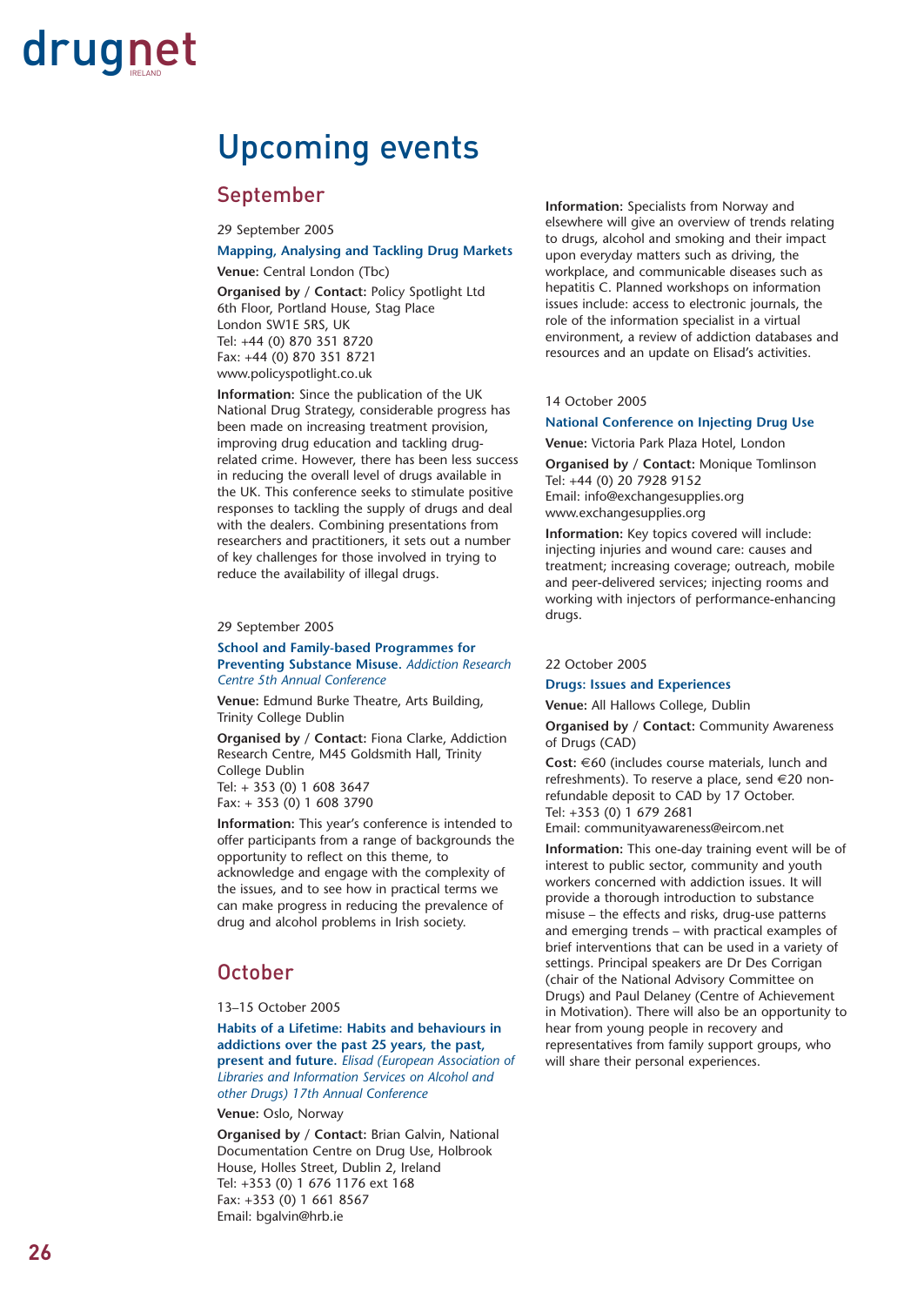# Upcoming events

## September

29 September 2005

**Mapping, Analysing and Tackling Drug Markets**

**Venue:** Central London (Tbc)

**Organised by / Contact:** Policy Spotlight Ltd
6th Floor, Portland House, Stag Place
London SW1E 5RS, UK
Tel: +44 (0) 870 351 8720
Fax: +44 (0) 870 351 8721
www.policyspotlight.co.uk

**Information:** Since the publication of the UK National Drug Strategy, considerable progress has been made on increasing treatment provision, improving drug education and tackling drug-related crime. However, there has been less success in reducing the overall level of drugs available in the UK. This conference seeks to stimulate positive responses to tackling the supply of drugs and deal with the dealers. Combining presentations from researchers and practitioners, it sets out a number of key challenges for those involved in trying to reduce the availability of illegal drugs.

29 September 2005

**School and Family-based Programmes for Preventing Substance Misuse.** *Addiction Research Centre 5th Annual Conference*

**Venue:** Edmund Burke Theatre, Arts Building, Trinity College Dublin

**Organised by / Contact:** Fiona Clarke, Addiction Research Centre, M45 Goldsmith Hall, Trinity College Dublin
Tel: + 353 (0) 1 608 3647
Fax: + 353 (0) 1 608 3790

**Information:** This year's conference is intended to offer participants from a range of backgrounds the opportunity to reflect on this theme, to acknowledge and engage with the complexity of the issues, and to see how in practical terms we can make progress in reducing the prevalence of drug and alcohol problems in Irish society.

## October

13–15 October 2005

**Habits of a Lifetime: Habits and behaviours in addictions over the past 25 years, the past, present and future.** *Elisad (European Association of Libraries and Information Services on Alcohol and other Drugs) 17th Annual Conference*

**Venue:** Oslo, Norway

**Organised by / Contact:** Brian Galvin, National Documentation Centre on Drug Use, Holbrook House, Holles Street, Dublin 2, Ireland
Tel: +353 (0) 1 676 1176 ext 168
Fax: +353 (0) 1 661 8567
Email: bgalvin@hrb.ie

**Information:** Specialists from Norway and elsewhere will give an overview of trends relating to drugs, alcohol and smoking and their impact upon everyday matters such as driving, the workplace, and communicable diseases such as hepatitis C. Planned workshops on information issues include: access to electronic journals, the role of the information specialist in a virtual environment, a review of addiction databases and resources and an update on Elisad's activities.

14 October 2005

**National Conference on Injecting Drug Use**

**Venue:** Victoria Park Plaza Hotel, London

**Organised by / Contact:** Monique Tomlinson
Tel: +44 (0) 20 7928 9152
Email: info@exchangesupplies.org
www.exchangesupplies.org

**Information:** Key topics covered will include: injecting injuries and wound care: causes and treatment; increasing coverage; outreach, mobile and peer-delivered services; injecting rooms and working with injectors of performance-enhancing drugs.

22 October 2005

**Drugs: Issues and Experiences**

**Venue:** All Hallows College, Dublin

**Organised by / Contact:** Community Awareness of Drugs (CAD)

**Cost:** €60 (includes course materials, lunch and refreshments). To reserve a place, send €20 non-refundable deposit to CAD by 17 October.
Tel: +353 (0) 1 679 2681
Email: communityawareness@eircom.net

**Information:** This one-day training event will be of interest to public sector, community and youth workers concerned with addiction issues. It will provide a thorough introduction to substance misuse – the effects and risks, drug-use patterns and emerging trends – with practical examples of brief interventions that can be used in a variety of settings. Principal speakers are Dr Des Corrigan (chair of the National Advisory Committee on Drugs) and Paul Delaney (Centre of Achievement in Motivation). There will also be an opportunity to hear from young people in recovery and representatives from family support groups, who will share their personal experiences.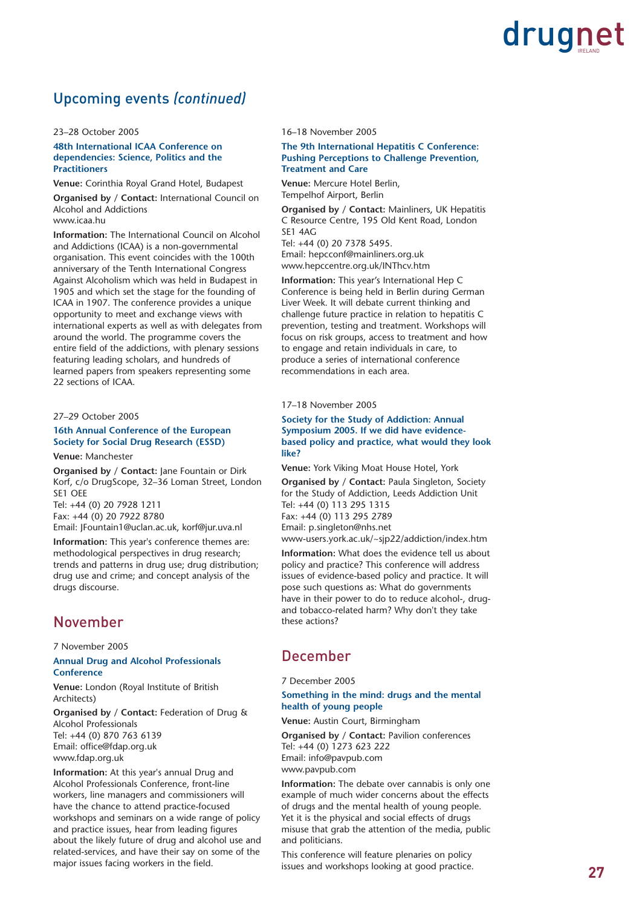## Upcoming events *(continued)*

23–28 October 2005

**48th International ICAA Conference on dependencies: Science, Politics and the Practitioners**

**Venue:** Corinthia Royal Grand Hotel, Budapest

**Organised by / Contact:** International Council on Alcohol and Addictions
www.icaa.hu

**Information:** The International Council on Alcohol and Addictions (ICAA) is a non-governmental organisation. This event coincides with the 100th anniversary of the Tenth International Congress Against Alcoholism which was held in Budapest in 1905 and which set the stage for the founding of ICAA in 1907. The conference provides a unique opportunity to meet and exchange views with international experts as well as with delegates from around the world. The programme covers the entire field of the addictions, with plenary sessions featuring leading scholars, and hundreds of learned papers from speakers representing some 22 sections of ICAA.

27–29 October 2005

**16th Annual Conference of the European Society for Social Drug Research (ESSD)**

**Venue:** Manchester

**Organised by / Contact:** Jane Fountain or Dirk Korf, c/o DrugScope, 32–36 Loman Street, London SE1 OEE
Tel: +44 (0) 20 7928 1211
Fax: +44 (0) 20 7922 8780
Email: JFountain1@uclan.ac.uk, korf@jur.uva.nl

**Information:** This year's conference themes are: methodological perspectives in drug research; trends and patterns in drug use; drug distribution; drug use and crime; and concept analysis of the drugs discourse.

## November

7 November 2005

**Annual Drug and Alcohol Professionals Conference**

**Venue:** London (Royal Institute of British Architects)

**Organised by / Contact:** Federation of Drug & Alcohol Professionals
Tel: +44 (0) 870 763 6139
Email: office@fdap.org.uk
www.fdap.org.uk

**Information:** At this year's annual Drug and Alcohol Professionals Conference, front-line workers, line managers and commissioners will have the chance to attend practice-focused workshops and seminars on a wide range of policy and practice issues, hear from leading figures about the likely future of drug and alcohol use and related-services, and have their say on some of the major issues facing workers in the field.

16–18 November 2005

**The 9th International Hepatitis C Conference: Pushing Perceptions to Challenge Prevention, Treatment and Care**

**Venue:** Mercure Hotel Berlin, Tempelhof Airport, Berlin

**Organised by / Contact:** Mainliners, UK Hepatitis C Resource Centre, 195 Old Kent Road, London SE1 4AG
Tel: +44 (0) 20 7378 5495.
Email: hepcconf@mainliners.org.uk
www.hepccentre.org.uk/INThcv.htm

**Information:** This year's International Hep C Conference is being held in Berlin during German Liver Week. It will debate current thinking and challenge future practice in relation to hepatitis C prevention, testing and treatment. Workshops will focus on risk groups, access to treatment and how to engage and retain individuals in care, to produce a series of international conference recommendations in each area.

17–18 November 2005

**Society for the Study of Addiction: Annual Symposium 2005. If we did have evidence-based policy and practice, what would they look like?**

**Venue:** York Viking Moat House Hotel, York

**Organised by / Contact:** Paula Singleton, Society for the Study of Addiction, Leeds Addiction Unit
Tel: +44 (0) 113 295 1315
Fax: +44 (0) 113 295 2789
Email: p.singleton@nhs.net
www-users.york.ac.uk/~sjp22/addiction/index.htm

**Information:** What does the evidence tell us about policy and practice? This conference will address issues of evidence-based policy and practice. It will pose such questions as: What do governments have in their power to do to reduce alcohol-, drug- and tobacco-related harm? Why don't they take these actions?

## December

7 December 2005

**Something in the mind: drugs and the mental health of young people**

**Venue:** Austin Court, Birmingham

**Organised by / Contact:** Pavilion conferences
Tel: +44 (0) 1273 623 222
Email: info@pavpub.com
www.pavpub.com

**Information:** The debate over cannabis is only one example of much wider concerns about the effects of drugs and the mental health of young people. Yet it is the physical and social effects of drugs misuse that grab the attention of the media, public and politicians.

This conference will feature plenaries on policy issues and workshops looking at good practice.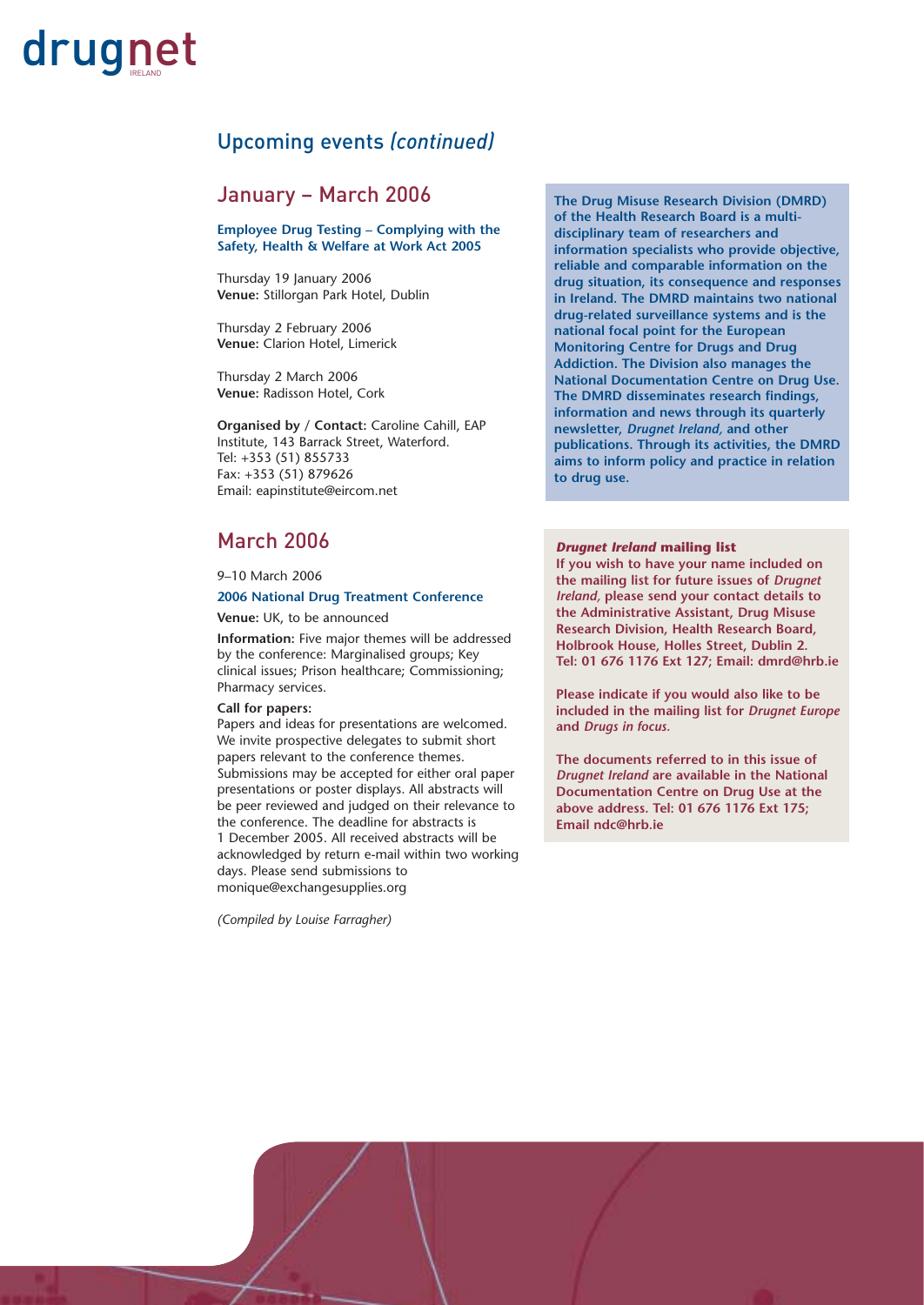## Upcoming events *(continued)*

## January – March 2006

**Employee Drug Testing – Complying with the Safety, Health & Welfare at Work Act 2005**

Thursday 19 January 2006
**Venue:** Stillorgan Park Hotel, Dublin

Thursday 2 February 2006
**Venue:** Clarion Hotel, Limerick

Thursday 2 March 2006
**Venue:** Radisson Hotel, Cork

**Organised by / Contact:** Caroline Cahill, EAP Institute, 143 Barrack Street, Waterford.
Tel: +353 (51) 855733
Fax: +353 (51) 879626
Email: eapinstitute@eircom.net

## March 2006

9–10 March 2006

**2006 National Drug Treatment Conference**

**Venue:** UK, to be announced

**Information:** Five major themes will be addressed by the conference: Marginalised groups; Key clinical issues; Prison healthcare; Commissioning; Pharmacy services.

**Call for papers:**
Papers and ideas for presentations are welcomed. We invite prospective delegates to submit short papers relevant to the conference themes. Submissions may be accepted for either oral paper presentations or poster displays. All abstracts will be peer reviewed and judged on their relevance to the conference. The deadline for abstracts is 1 December 2005. All received abstracts will be acknowledged by return e-mail within two working days. Please send submissions to monique@exchangesupplies.org

*(Compiled by Louise Farragher)*

**The Drug Misuse Research Division (DMRD) of the Health Research Board is a multi-disciplinary team of researchers and information specialists who provide objective, reliable and comparable information on the drug situation, its consequence and responses in Ireland. The DMRD maintains two national drug-related surveillance systems and is the national focal point for the European Monitoring Centre for Drugs and Drug Addiction. The Division also manages the National Documentation Centre on Drug Use. The DMRD disseminates research findings, information and news through its quarterly newsletter, *Drugnet Ireland,* and other publications. Through its activities, the DMRD aims to inform policy and practice in relation to drug use.**

***Drugnet Ireland* mailing list**

**If you wish to have your name included on the mailing list for future issues of *Drugnet Ireland,* please send your contact details to the Administrative Assistant, Drug Misuse Research Division, Health Research Board, Holbrook House, Holles Street, Dublin 2. Tel: 01 676 1176 Ext 127; Email: dmrd@hrb.ie**

**Please indicate if you would also like to be included in the mailing list for *Drugnet Europe* and *Drugs in focus.***

**The documents referred to in this issue of *Drugnet Ireland* are available in the National Documentation Centre on Drug Use at the above address. Tel: 01 676 1176 Ext 175; Email ndc@hrb.ie**